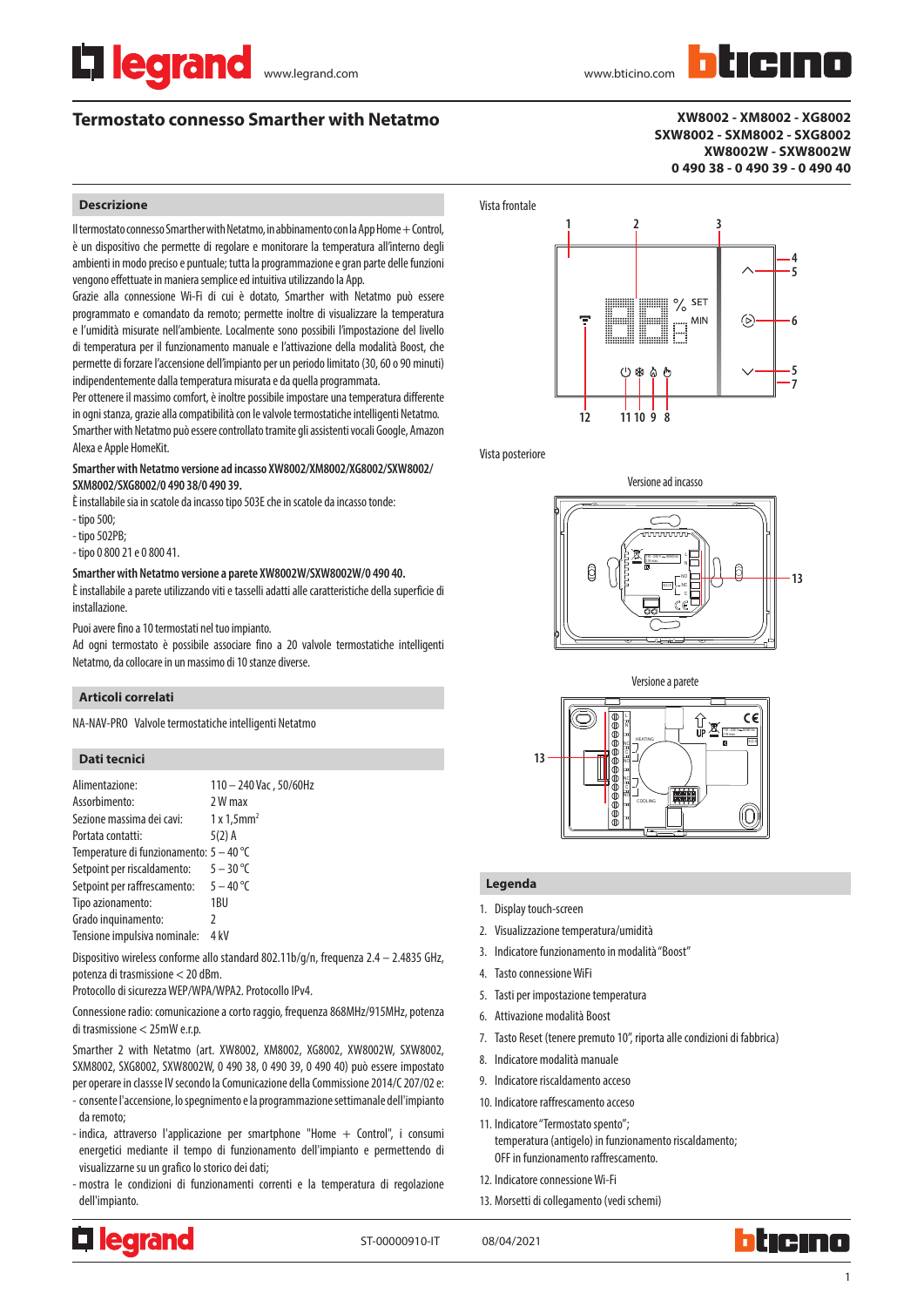# Termostato connesso Smarther with Netatmo

**XW8002 - XM8002 - XG8002**
**SXW8002 - SXM8002 - SXG8002**
**XW8002W - SXW8002W**
**0 490 38 - 0 490 39 - 0 490 40**

## Descrizione

Il termostato connesso Smarther with Netatmo, in abbinamento con la App Home + Control, è un dispositivo che permette di regolare e monitorare la temperatura all'interno degli ambienti in modo preciso e puntuale; tutta la programmazione e gran parte delle funzioni vengono effettuate in maniera semplice ed intuitiva utilizzando la App.

Grazie alla connessione Wi-Fi di cui è dotato, Smarther with Netatmo può essere programmato e comandato da remoto; permette inoltre di visualizzare la temperatura e l'umidità misurate nell'ambiente. Localmente sono possibili l'impostazione del livello di temperatura per il funzionamento manuale e l'attivazione della modalità Boost, che permette di forzare l'accensione dell'impianto per un periodo limitato (30, 60 o 90 minuti) indipendentemente dalla temperatura misurata e da quella programmata.

Per ottenere il massimo comfort, è inoltre possibile impostare una temperatura differente in ogni stanza, grazie alla compatibilità con le valvole termostatiche intelligenti Netatmo.

Smarther with Netatmo può essere controllato tramite gli assistenti vocali Google, Amazon Alexa e Apple HomeKit.

**Smarther with Netatmo versione ad incasso XW8002/XM8002/XG8002/SXW8002/SXM8002/SXG8002/0 490 38/0 490 39.**

È installabile sia in scatole da incasso tipo 503E che in scatole da incasso tonde:
- tipo 500;
- tipo 502PB;
- tipo 0 800 21 e 0 800 41.

**Smarther with Netatmo versione a parete XW8002W/SXW8002W/0 490 40.**

È installabile a parete utilizzando viti e tasselli adatti alle caratteristiche della superficie di installazione.

Puoi avere fino a 10 termostati nel tuo impianto.

Ad ogni termostato è possibile associare fino a 20 valvole termostatiche intelligenti Netatmo, da collocare in un massimo di 10 stanze diverse.

## Articoli correlati

NA-NAV-PRO Valvole termostatiche intelligenti Netatmo

## Dati tecnici

| | |
|---|---|
| Alimentazione: | 110 – 240 Vac , 50/60Hz |
| Assorbimento: | 2 W max |
| Sezione massima dei cavi: | 1 x 1,5mm$^2$ |
| Portata contatti: | 5(2) A |
| Temperature di funzionamento: | 5 – 40 °C |
| Setpoint per riscaldamento: | 5 – 30 °C |
| Setpoint per raffrescamento: | 5 – 40 °C |
| Tipo azionamento: | 1BU |
| Grado inquinamento: | 2 |
| Tensione impulsiva nominale: | 4 kV |

Dispositivo wireless conforme allo standard 802.11b/g/n, frequenza 2.4 – 2.4835 GHz, potenza di trasmissione < 20 dBm.
Protocollo di sicurezza WEP/WPA/WPA2. Protocollo IPv4.

Connessione radio: comunicazione a corto raggio, frequenza 868MHz/915MHz, potenza di trasmissione < 25mW e.r.p.

Smarther 2 with Netatmo (art. XW8002, XM8002, XG8002, XW8002W, SXW8002, SXM8002, SXG8002, SXW8002W, 0 490 38, 0 490 39, 0 490 40) può essere impostato per operare in classse IV secondo la Comunicazione della Commissione 2014/C 207/02 e:
- consente l'accensione, lo spegnimento e la programmazione settimanale dell'impianto da remoto;
- indica, attraverso l'applicazione per smartphone "Home + Control", i consumi energetici mediante il tempo di funzionamento dell'impianto e permettendo di visualizzarne su un grafico lo storico dei dati;
- mostra le condizioni di funzionamenti correnti e la temperatura di regolazione dell'impianto.

Vista frontale

Vista posteriore

Versione ad incasso

Versione a parete

## Legenda

1. Display touch-screen
2. Visualizzazione temperatura/umidità
3. Indicatore funzionamento in modalità "Boost"
4. Tasto connessione WiFi
5. Tasti per impostazione temperatura
6. Attivazione modalità Boost
7. Tasto Reset (tenere premuto 10", riporta alle condizioni di fabbrica)
8. Indicatore modalità manuale
9. Indicatore riscaldamento acceso
10. Indicatore raffrescamento acceso
11. Indicatore "Termostato spento"; temperatura (antigelo) in funzionamento riscaldamento; OFF in funzionamento raffrescamento.
12. Indicatore connessione Wi-Fi
13. Morsetti di collegamento (vedi schemi)

ST-00000910-IT 08/04/2021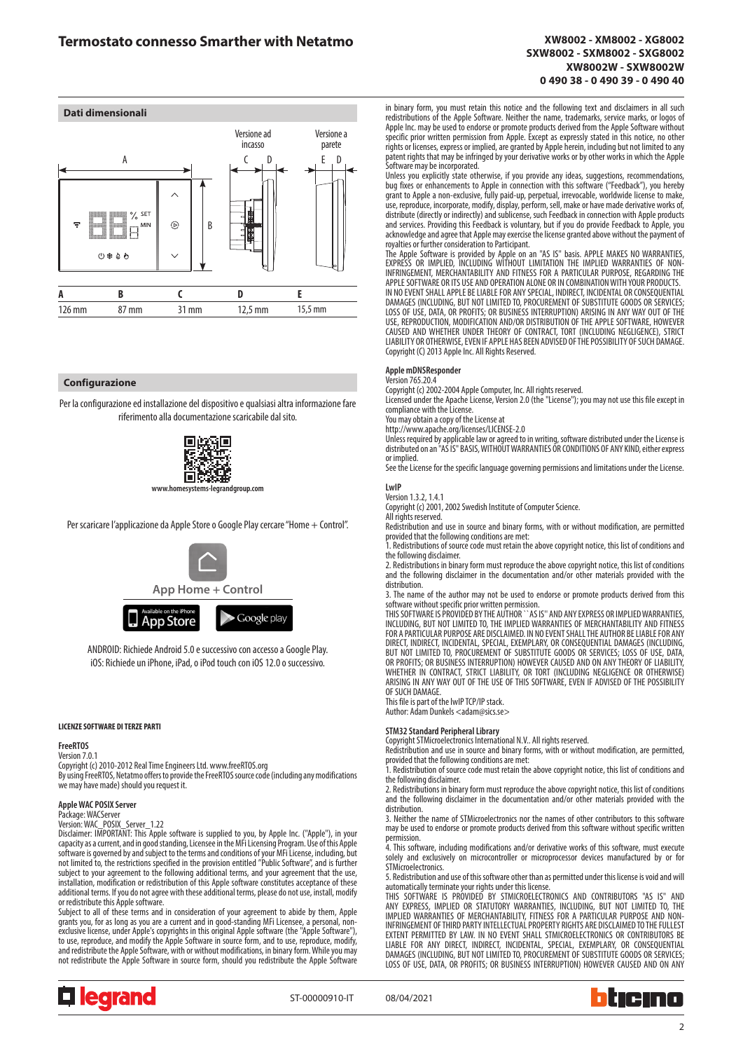# Termostato connesso Smarther with Netatmo

**XW8002 - XM8002 - XG8002**
**SXW8002 - SXM8002 - SXG8002**
**XW8002W - SXW8002W**
**0 490 38 - 0 490 39 - 0 490 40**

## Dati dimensionali

Versione ad incasso — Versione a parete

| A | B | C | D | E |
|---|---|---|---|---|
| 126 mm | 87 mm | 31 mm | 12,5 mm | 15,5 mm |

## Configurazione

Per la configurazione ed installazione del dispositivo e qualsiasi altra informazione fare riferimento alla documentazione scaricabile dal sito.

www.homesystems-legrandgroup.com

Per scaricare l'applicazione da Apple Store o Google Play cercare "Home + Control".

App Home + Control

ANDROID: Richiede Android 5.0 e successivo con accesso a Google Play.
iOS: Richiede un iPhone, iPad, o iPod touch con iOS 12.0 o successivo.

#### LICENZE SOFTWARE DI TERZE PARTI

**FreeRTOS**
Version 7.0.1
Copyright (c) 2010-2012 Real Time Engineers Ltd. www.freeRTOS.org
By using FreeRTOS, Netatmo offers to provide the FreeRTOS source code (including any modifications we may have made) should you request it.

**Apple WAC POSIX Server**
Package: WACServer
Version: WAC_POSIX_Server_1.22
Disclaimer: IMPORTANT: This Apple software is supplied to you, by Apple Inc. ("Apple"), in your capacity as a current, and in good standing, Licensee in the MFi Licensing Program. Use of this Apple software is governed by and subject to the terms and conditions of your MFi License, including, but not limited to, the restrictions specified in the provision entitled "Public Software", and is further subject to your agreement to the following additional terms, and your agreement that the use, installation, modification or redistribution of this Apple software constitutes acceptance of these additional terms. If you do not agree with these additional terms, please do not use, install, modify or redistribute this Apple software.
Subject to all of these terms and in consideration of your agreement to abide by them, Apple grants you, for as long as you are a current and in good-standing MFi Licensee, a personal, non-exclusive license, under Apple's copyrights in this original Apple software (the "Apple Software"), to use, reproduce, and modify the Apple Software in source form, and to use, reproduce, modify, and redistribute the Apple Software, with or without modifications, in binary form. While you may not redistribute the Apple Software in source form, should you redistribute the Apple Software in binary form, you must retain this notice and the following text and disclaimers in all such redistributions of the Apple Software. Neither the name, trademarks, service marks, or logos of Apple Inc. may be used to endorse or promote products derived from the Apple Software without specific prior written permission from Apple. Except as expressly stated in this notice, no other rights or licenses, express or implied, are granted by Apple herein, including but not limited to any patent rights that may be infringed by your derivative works or by other works in which the Apple Software may be incorporated.
Unless you explicitly state otherwise, if you provide any ideas, suggestions, recommendations, bug fixes or enhancements to Apple in connection with this software ("Feedback"), you hereby grant to Apple a non-exclusive, fully paid-up, perpetual, irrevocable, worldwide license to make, use, reproduce, incorporate, modify, display, perform, sell, make or have made derivative works of, distribute (directly or indirectly) and sublicense, such Feedback in connection with Apple products and services. Providing this Feedback is voluntary, but if you do provide Feedback to Apple, you acknowledge and agree that Apple may exercise the license granted above without the payment of royalties or further consideration to Participant.
The Apple Software is provided by Apple on an "AS IS" basis. APPLE MAKES NO WARRANTIES, EXPRESS OR IMPLIED, INCLUDING WITHOUT LIMITATION THE IMPLIED WARRANTIES OF NON-INFRINGEMENT, MERCHANTABILITY AND FITNESS FOR A PARTICULAR PURPOSE, REGARDING THE APPLE SOFTWARE OR ITS USE AND OPERATION ALONE OR IN COMBINATION WITH YOUR PRODUCTS.
IN NO EVENT SHALL APPLE BE LIABLE FOR ANY SPECIAL, INDIRECT, INCIDENTAL OR CONSEQUENTIAL DAMAGES (INCLUDING, BUT NOT LIMITED TO, PROCUREMENT OF SUBSTITUTE GOODS OR SERVICES; LOSS OF USE, DATA, OR PROFITS; OR BUSINESS INTERRUPTION) ARISING IN ANY WAY OUT OF THE USE, REPRODUCTION, MODIFICATION AND/OR DISTRIBUTION OF THE APPLE SOFTWARE, HOWEVER CAUSED AND WHETHER UNDER THEORY OF CONTRACT, TORT (INCLUDING NEGLIGENCE), STRICT LIABILITY OR OTHERWISE, EVEN IF APPLE HAS BEEN ADVISED OF THE POSSIBILITY OF SUCH DAMAGE.
Copyright (C) 2013 Apple Inc. All Rights Reserved.

**Apple mDNSResponder**
Version 765.20.4
Copyright (c) 2002-2004 Apple Computer, Inc. All rights reserved.
Licensed under the Apache License, Version 2.0 (the "License"); you may not use this file except in compliance with the License.
You may obtain a copy of the License at
http://www.apache.org/licenses/LICENSE-2.0
Unless required by applicable law or agreed to in writing, software distributed under the License is distributed on an "AS IS" BASIS, WITHOUT WARRANTIES OR CONDITIONS OF ANY KIND, either express or implied.
See the License for the specific language governing permissions and limitations under the License.

**LwIP**
Version 1.3.2, 1.4.1
Copyright (c) 2001, 2002 Swedish Institute of Computer Science.
All rights reserved.
Redistribution and use in source and binary forms, with or without modification, are permitted provided that the following conditions are met:
1. Redistributions of source code must retain the above copyright notice, this list of conditions and the following disclaimer.
2. Redistributions in binary form must reproduce the above copyright notice, this list of conditions and the following disclaimer in the documentation and/or other materials provided with the distribution.
3. The name of the author may not be used to endorse or promote products derived from this software without specific prior written permission.
THIS SOFTWARE IS PROVIDED BY THE AUTHOR ``AS IS'' AND ANY EXPRESS OR IMPLIED WARRANTIES, INCLUDING, BUT NOT LIMITED TO, THE IMPLIED WARRANTIES OF MERCHANTABILITY AND FITNESS FOR A PARTICULAR PURPOSE ARE DISCLAIMED. IN NO EVENT SHALL THE AUTHOR BE LIABLE FOR ANY DIRECT, INDIRECT, INCIDENTAL, SPECIAL, EXEMPLARY, OR CONSEQUENTIAL DAMAGES (INCLUDING, BUT NOT LIMITED TO, PROCUREMENT OF SUBSTITUTE GOODS OR SERVICES; LOSS OF USE, DATA, OR PROFITS; OR BUSINESS INTERRUPTION) HOWEVER CAUSED AND ON ANY THEORY OF LIABILITY, WHETHER IN CONTRACT, STRICT LIABILITY, OR TORT (INCLUDING NEGLIGENCE OR OTHERWISE) ARISING IN ANY WAY OUT OF THE USE OF THIS SOFTWARE, EVEN IF ADVISED OF THE POSSIBILITY OF SUCH DAMAGE.
This file is part of the lwIP TCP/IP stack.
Author: Adam Dunkels <adam@sics.se>

**STM32 Standard Peripheral Library**
Copyright STMicroelectronics International N.V.. All rights reserved.
Redistribution and use in source and binary forms, with or without modification, are permitted, provided that the following conditions are met:
1. Redistribution of source code must retain the above copyright notice, this list of conditions and the following disclaimer.
2. Redistributions in binary form must reproduce the above copyright notice, this list of conditions and the following disclaimer in the documentation and/or other materials provided with the distribution.
3. Neither the name of STMicroelectronics nor the names of other contributors to this software may be used to endorse or promote products derived from this software without specific written permission.
4. This software, including modifications and/or derivative works of this software, must execute solely and exclusively on microcontroller or microprocessor devices manufactured by or for STMicroelectronics.
5. Redistribution and use of this software other than as permitted under this license is void and will automatically terminate your rights under this license.
THIS SOFTWARE IS PROVIDED BY STMICROELECTRONICS AND CONTRIBUTORS "AS IS" AND ANY EXPRESS, IMPLIED OR STATUTORY WARRANTIES, INCLUDING, BUT NOT LIMITED TO, THE IMPLIED WARRANTIES OF MERCHANTABILITY, FITNESS FOR A PARTICULAR PURPOSE AND NON-INFRINGEMENT OF THIRD PARTY INTELLECTUAL PROPERTY RIGHTS ARE DISCLAIMED TO THE FULLEST EXTENT PERMITTED BY LAW. IN NO EVENT SHALL STMICROELECTRONICS OR CONTRIBUTORS BE LIABLE FOR ANY DIRECT, INDIRECT, INCIDENTAL, SPECIAL, EXEMPLARY, OR CONSEQUENTIAL DAMAGES (INCLUDING, BUT NOT LIMITED TO, PROCUREMENT OF SUBSTITUTE GOODS OR SERVICES; LOSS OF USE, DATA, OR PROFITS; OR BUSINESS INTERRUPTION) HOWEVER CAUSED AND ON ANY

ST-00000910-IT 08/04/2021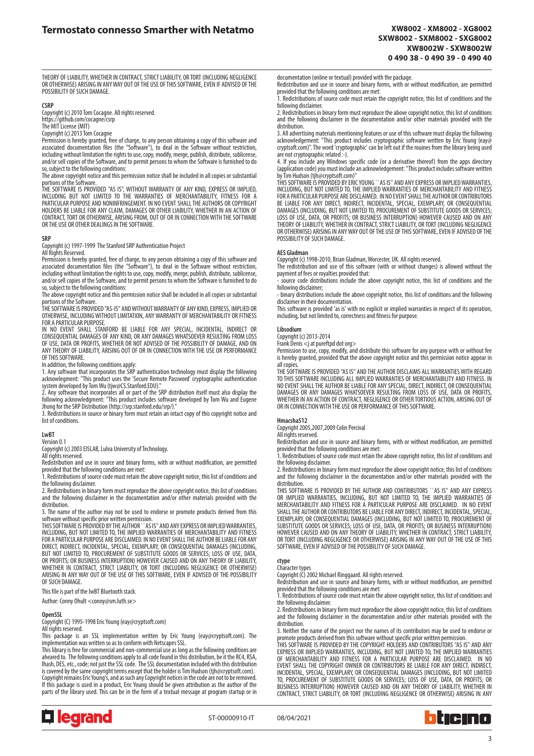THEORY OF LIABILITY, WHETHER IN CONTRACT, STRICT LIABILITY, OR TORT (INCLUDING NEGLIGENCE OR OTHERWISE) ARISING IN ANY WAY OUT OF THE USE OF THIS SOFTWARE, EVEN IF ADVISED OF THE POSSIBILITY OF SUCH DAMAGE.

**CSRP**

Copyright (c) 2010 Tom Cocagne. All rights reserved.
https://github.com/cocagne/csrp
The MIT License (MIT)
Copyright (c) 2013 Tom Cocagne
Permission is hereby granted, free of charge, to any person obtaining a copy of this software and associated documentation files (the "Software"), to deal in the Software without restriction, including without limitation the rights to use, copy, modify, merge, publish, distribute, sublicense, and/or sell copies of the Software, and to permit persons to whom the Software is furnished to do so, subject to the following conditions:
The above copyright notice and this permission notice shall be included in all copies or substantial portions of the Software.
THE SOFTWARE IS PROVIDED "AS IS", WITHOUT WARRANTY OF ANY KIND, EXPRESS OR IMPLIED, INCLUDING BUT NOT LIMITED TO THE WARRANTIES OF MERCHANTABILITY, FITNESS FOR A PARTICULAR PURPOSE AND NONINFRINGEMENT. IN NO EVENT SHALL THE AUTHORS OR COPYRIGHT HOLDERS BE LIABLE FOR ANY CLAIM, DAMAGES OR OTHER LIABILITY, WHETHER IN AN ACTION OF CONTRACT, TORT OR OTHERWISE, ARISING FROM, OUT OF OR IN CONNECTION WITH THE SOFTWARE OR THE USE OR OTHER DEALINGS IN THE SOFTWARE.

**SRP**

Copyright (c) 1997-1999 The Stanford SRP Authentication Project
All Rights Reserved.
Permission is hereby granted, free of charge, to any person obtaining a copy of this software and associated documentation files (the "Software"), to deal in the Software without restriction, including without limitation the rights to use, copy, modify, merge, publish, distribute, sublicense, and/or sell copies of the Software, and to permit persons to whom the Software is furnished to do so, subject to the following conditions:
The above copyright notice and this permission notice shall be included in all copies or substantial portions of the Software.
THE SOFTWARE IS PROVIDED "AS-IS" AND WITHOUT WARRANTY OF ANY KIND, EXPRESS, IMPLIED OR OTHERWISE, INCLUDING WITHOUT LIMITATION, ANY WARRANTY OF MERCHANTABILITY OR FITNESS FOR A PARTICULAR PURPOSE.
IN NO EVENT SHALL STANFORD BE LIABLE FOR ANY SPECIAL, INCIDENTAL, INDIRECT OR CONSEQUENTIAL DAMAGES OF ANY KIND, OR ANY DAMAGES WHATSOEVER RESULTING FROM LOSS OF USE, DATA OR PROFITS, WHETHER OR NOT ADVISED OF THE POSSIBILITY OF DAMAGE, AND ON ANY THEORY OF LIABILITY, ARISING OUT OF OR IN CONNECTION WITH THE USE OR PERFORMANCE OF THIS SOFTWARE.
In addition, the following conditions apply:
1. Any software that incorporates the SRP authentication technology must display the following acknowledgment: "This product uses the 'Secure Remote Password' cryptographic authentication system developed by Tom Wu (tjw@CS.Stanford.EDU)."
2. Any software that incorporates all or part of the SRP distribution itself must also display the following acknowledgment: "This product includes software developed by Tom Wu and Eugene Jhong for the SRP Distribution (http://srp.stanford.edu/srp/)."
3. Redistributions in source or binary form must retain an intact copy of this copyright notice and list of conditions.

**LwBT**

Version 0.1
Copyright (c) 2003 EISLAB, Lulea University of Technology.
All rights reserved.
Redistribution and use in source and binary forms, with or without modification, are permitted provided that the following conditions are met:
1. Redistributions of source code must retain the above copyright notice, this list of conditions and the following disclaimer.
2. Redistributions in binary form must reproduce the above copyright notice, this list of conditions and the following disclaimer in the documentation and/or other materials provided with the distribution.
3. The name of the author may not be used to endorse or promote products derived from this software without specific prior written permission.
THIS SOFTWARE IS PROVIDED BY THE AUTHOR ``AS IS'' AND ANY EXPRESS OR IMPLIED WARRANTIES, INCLUDING, BUT NOT LIMITED TO, THE IMPLIED WARRANTIES OF MERCHANTABILITY AND FITNESS FOR A PARTICULAR PURPOSE ARE DISCLAIMED. IN NO EVENT SHALL THE AUTHOR BE LIABLE FOR ANY DIRECT, INDIRECT, INCIDENTAL, SPECIAL, EXEMPLARY, OR CONSEQUENTIAL DAMAGES (INCLUDING, BUT NOT LIMITED TO, PROCUREMENT OF SUBSTITUTE GOODS OR SERVICES; LOSS OF USE, DATA, OR PROFITS; OR BUSINESS INTERRUPTION) HOWEVER CAUSED AND ON ANY THEORY OF LIABILITY, WHETHER IN CONTRACT, STRICT LIABILITY, OR TORT (INCLUDING NEGLIGENCE OR OTHERWISE) ARISING IN ANY WAY OUT OF THE USE OF THIS SOFTWARE, EVEN IF ADVISED OF THE POSSIBILITY OF SUCH DAMAGE.

This file is part of the lwBT Bluetooth stack.

Author: Conny Ohult <conny@sm.luth.se>

**OpenSSL**

Copyright (C) 1995-1998 Eric Young (eay@cryptsoft.com)
All rights reserved.
This package is an SSL implementation written by Eric Young (eay@cryptsoft.com). The implementation was written so as to conform with Netscapes SSL.
This library is free for commercial and non-commercial use as long as the following conditions are aheared to. The following conditions apply to all code found in this distribution, be it the RC4, RSA, lhash, DES, etc., code; not just the SSL code. The SSL documentation included with this distribution is covered by the same copyright terms except that the holder is Tim Hudson (tjh@cryptsoft.com).
Copyright remains Eric Young's, and as such any Copyright notices in the code are not to be removed. If this package is used in a product, Eric Young should be given attribution as the author of the parts of the library used. This can be in the form of a textual message at program startup or in documentation (online or textual) provided with the package.
Redistribution and use in source and binary forms, with or without modification, are permitted provided that the following conditions are met:
1. Redistributions of source code must retain the copyright notice, this list of conditions and the following disclaimer.
2. Redistributions in binary form must reproduce the above copyright notice, this list of conditions and the following disclaimer in the documentation and/or other materials provided with the distribution.
3. All advertising materials mentioning features or use of this software must display the following acknowledgement: "This product includes cryptographic software written by Eric Young (eay@cryptsoft.com)". The word 'cryptographic' can be left out if the rouines from the library being used are not cryptographic related :-).
4. If you include any Windows specific code (or a derivative thereof) from the apps directory (application code) you must include an acknowledgement: "This product includes software written by Tim Hudson (tjh@cryptsoft.com)"
THIS SOFTWARE IS PROVIDED BY ERIC YOUNG ``AS IS'' AND ANY EXPRESS OR IMPLIED WARRANTIES, INCLUDING, BUT NOT LIMITED TO, THE IMPLIED WARRANTIES OF MERCHANTABILITY AND FITNESS FOR A PARTICULAR PURPOSE ARE DISCLAIMED. IN NO EVENT SHALL THE AUTHOR OR CONTRIBUTORS BE LIABLE FOR ANY DIRECT, INDIRECT, INCIDENTAL, SPECIAL, EXEMPLARY, OR CONSEQUENTIAL DAMAGES (INCLUDING, BUT NOT LIMITED TO, PROCUREMENT OF SUBSTITUTE GOODS OR SERVICES; LOSS OF USE, DATA, OR PROFITS; OR BUSINESS INTERRUPTION) HOWEVER CAUSED AND ON ANY THEORY OF LIABILITY, WHETHER IN CONTRACT, STRICT LIABILITY, OR TORT (INCLUDING NEGLIGENCE OR OTHERWISE) ARISING IN ANY WAY OUT OF THE USE OF THIS SOFTWARE, EVEN IF ADVISED OF THE POSSIBILITY OF SUCH DAMAGE.

**AES Gladman**

Copyright (c) 1998-2010, Brian Gladman, Worcester, UK. All rights reserved.
The redistribution and use of this software (with or without changes) is allowed without the payment of fees or royalties provided that:
- source code distributions include the above copyright notice, this list of conditions and the following disclaimer;
- binary distributions include the above copyright notice, this list of conditions and the following disclaimer in their documentation.
This software is provided 'as is' with no explicit or implied warranties in respect of its operation, including, but not limited to, correctness and fitness for purpose.

**Libsodium**

Copyright (c) 2013-2014
Frank Denis <j at pureftpd dot org>
Permission to use, copy, modify, and distribute this software for any purpose with or without fee is hereby granted, provided that the above copyright notice and this permission notice appear in all copies.
THE SOFTWARE IS PROVIDED "AS IS" AND THE AUTHOR DISCLAIMS ALL WARRANTIES WITH REGARD TO THIS SOFTWARE INCLUDING ALL IMPLIED WARRANTIES OF MERCHANTABILITY AND FITNESS. IN NO EVENT SHALL THE AUTHOR BE LIABLE FOR ANY SPECIAL, DIRECT, INDIRECT, OR CONSEQUENTIAL DAMAGES OR ANY DAMAGES WHATSOEVER RESULTING FROM LOSS OF USE, DATA OR PROFITS, WHETHER IN AN ACTION OF CONTRACT, NEGLIGENCE OR OTHER TORTIOUS ACTION, ARISING OUT OF OR IN CONNECTION WITH THE USE OR PERFORMANCE OF THIS SOFTWARE.

**Hmacsha512**

Copyright 2005,2007,2009 Colin Percival
All rights reserved.
Redistribution and use in source and binary forms, with or without modification, are permitted provided that the following conditions are met:
1. Redistributions of source code must retain the above copyright notice, this list of conditions and the following disclaimer.
2. Redistributions in binary form must reproduce the above copyright notice, this list of conditions and the following disclaimer in the documentation and/or other materials provided with the distribution.
THIS SOFTWARE IS PROVIDED BY THE AUTHOR AND CONTRIBUTORS ``AS IS'' AND ANY EXPRESS OR IMPLIED WARRANTIES, INCLUDING, BUT NOT LIMITED TO, THE IMPLIED WARRANTIES OF MERCHANTABILITY AND FITNESS FOR A PARTICULAR PURPOSE ARE DISCLAIMED. IN NO EVENT SHALL THE AUTHOR OR CONTRIBUTORS BE LIABLE FOR ANY DIRECT, INDIRECT, INCIDENTAL, SPECIAL, EXEMPLARY, OR CONSEQUENTIAL DAMAGES (INCLUDING, BUT NOT LIMITED TO, PROCUREMENT OF SUBSTITUTE GOODS OR SERVICES; LOSS OF USE, DATA, OR PROFITS; OR BUSINESS INTERRUPTION) HOWEVER CAUSED AND ON ANY THEORY OF LIABILITY, WHETHER IN CONTRACT, STRICT LIABILITY, OR TORT (INCLUDING NEGLIGENCE OR OTHERWISE) ARISING IN ANY WAY OUT OF THE USE OF THIS SOFTWARE, EVEN IF ADVISED OF THE POSSIBILITY OF SUCH DAMAGE.

**ctype**

Character types
Copyright (C) 2002 Michael Ringgaard. All rights reserved.
Redistribution and use in source and binary forms, with or without modification, are permitted provided that the following conditions are met:
1. Redistributions of source code must retain the above copyright notice, this list of conditions and the following disclaimer.
2. Redistributions in binary form must reproduce the above copyright notice, this list of conditions and the following disclaimer in the documentation and/or other materials provided with the distribution.
3. Neither the name of the project nor the names of its contributors may be used to endorse or promote products derived from this software without specific prior written permission.
THIS SOFTWARE IS PROVIDED BY THE COPYRIGHT HOLDERS AND CONTRIBUTORS "AS IS" AND ANY EXPRESS OR IMPLIED WARRANTIES, INCLUDING, BUT NOT LIMITED TO, THE IMPLIED WARRANTIES OF MERCHANTABILITY AND FITNESS FOR A PARTICULAR PURPOSE ARE DISCLAIMED. IN NO EVENT SHALL THE COPYRIGHT OWNER OR CONTRIBUTORS BE LIABLE FOR ANY DIRECT, INDIRECT, INCIDENTAL, SPECIAL, EXEMPLARY, OR CONSEQUENTIAL DAMAGES (INCLUDING, BUT NOT LIMITED TO, PROCUREMENT OF SUBSTITUTE GOODS OR SERVICES; LOSS OF USE, DATA, OR PROFITS; OR BUSINESS INTERRUPTION) HOWEVER CAUSED AND ON ANY THEORY OF LIABILITY, WHETHER IN CONTRACT, STRICT LIABILITY, OR TORT (INCLUDING NEGLIGENCE OR OTHERWISE) ARISING IN ANY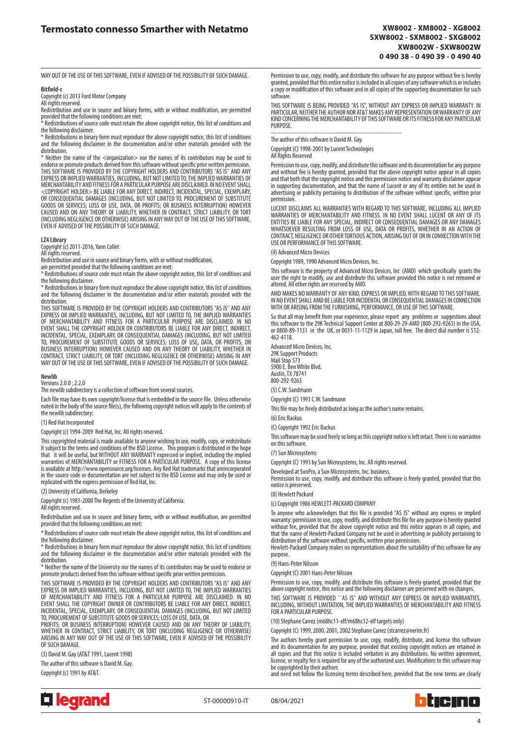WAY OUT OF THE USE OF THIS SOFTWARE, EVEN IF ADVISED OF THE POSSIBILITY OF SUCH DAMAGE.

**Bitfield-c**

Copyright (c) 2013 Ford Motor Company

All rights reserved.

Redistribution and use in source and binary forms, with or without modification, are permitted provided that the following conditions are met:

* Redistributions of source code must retain the above copyright notice, this list of conditions and the following disclaimer.

* Redistributions in binary form must reproduce the above copyright notice, this list of conditions and the following disclaimer in the documentation and/or other materials provided with the distribution.

* Neither the <organization> nor the names of its contributors may be used to endorse or promote products derived from this software without specific prior written permission.

THIS SOFTWARE IS PROVIDED BY THE COPYRIGHT HOLDERS AND CONTRIBUTORS "AS IS" AND ANY EXPRESS OR IMPLIED WARRANTIES, INCLUDING, BUT NOT LIMITED TO, THE IMPLIED WARRANTIES OF MERCHANTABILITY AND FITNESS FOR A PARTICULAR PURPOSE ARE DISCLAIMED. IN NO EVENT SHALL <COPYRIGHT HOLDER> BE LIABLE FOR ANY DIRECT, INDIRECT, INCIDENTAL, SPECIAL, EXEMPLARY, OR CONSEQUENTIAL DAMAGES (INCLUDING, BUT NOT LIMITED TO, PROCUREMENT OF SUBSTITUTE GOODS OR SERVICES; LOSS OF USE, DATA, OR PROFITS; OR BUSINESS INTERRUPTION) HOWEVER CAUSED AND ON ANY THEORY OF LIABILITY, WHETHER IN CONTRACT, STRICT LIABILITY, OR TORT (INCLUDING NEGLIGENCE OR OTHERWISE) ARISING IN ANY WAY OUT OF THE USE OF THIS SOFTWARE, EVEN IF ADVISED OF THE POSSIBILITY OF SUCH DAMAGE.

**LZ4 Library**

Copyright (c) 2011-2016, Yann Collet

All rights reserved.

Redistribution and use in source and binary forms, with or without modification,

are permitted provided that the following conditions are met:

* Redistributions of source code must retain the above copyright notice, this list of conditions and the following disclaimer.

* Redistributions in binary form must reproduce the above copyright notice, this list of conditions and the following disclaimer in the documentation and/or other materials provided with the distribution.

THIS SOFTWARE IS PROVIDED BY THE COPYRIGHT HOLDERS AND CONTRIBUTORS "AS IS" AND ANY EXPRESS OR IMPLIED WARRANTIES, INCLUDING, BUT NOT LIMITED TO, THE IMPLIED WARRANTIES OF MERCHANTABILITY AND FITNESS FOR A PARTICULAR PURPOSE ARE DISCLAIMED. IN NO EVENT SHALL THE COPYRIGHT HOLDER OR CONTRIBUTORS BE LIABLE FOR ANY DIRECT, INDIRECT, INCIDENTAL, SPECIAL, EXEMPLARY, OR CONSEQUENTIAL DAMAGES (INCLUDING, BUT NOT LIMITED TO, PROCUREMENT OF SUBSTITUTE GOODS OR SERVICES; LOSS OF USE, DATA, OR PROFITS; OR BUSINESS INTERRUPTION) HOWEVER CAUSED AND ON ANY THEORY OF LIABILITY, WHETHER IN CONTRACT, STRICT LIABILITY, OR TORT (INCLUDING NEGLIGENCE OR OTHERWISE) ARISING IN ANY WAY OUT OF THE USE OF THIS SOFTWARE, EVEN IF ADVISED OF THE POSSIBILITY OF SUCH DAMAGE.

**Newlib**

Versions 2.0.0 ; 2.2.0

The newlib subdirectory is a collection of software from several sources.

Each file may have its own copyright/license that is embedded in the source file. Unless otherwise noted in the body of the source file(s), the following copyright notices will apply to the contents of the newlib subdirectory:

(1) Red Hat Incorporated

Copyright (c) 1994-2009 Red Hat, Inc. All rights reserved.

This copyrighted material is made available to anyone wishing to use, modify, copy, or redistribute it subject to the terms and conditions of the BSD License. This program is distributed in the hope that it will be useful, but WITHOUT ANY WARRANTY expressed or implied, including the implied warranties of MERCHANTABILITY or FITNESS FOR A PARTICULAR PURPOSE. A copy of this license is available at http://www.opensource.org/licenses. Any Red Hat trademarks that areincorporated in the source code or documentation are not subject to the BSD License and may only be used or replicated with the express permission of Red Hat, Inc.

(2) University of California, Berkeley

Copyright (c) 1981-2000 The Regents of the University of California.

All rights reserved.

Redistribution and use in source and binary forms, with or without modification, are permitted provided that the following conditions are met:

* Redistributions of source code must retain the above copyright notice, this list of conditions and the following disclaimer.

* Redistributions in binary form must reproduce the above copyright notice, this list of conditions and the following disclaimer in the documentation and/or other materials provided with the distribution.

* Neither the name of the University nor the names of its contributors may be used to endorse or promote products derived from this software without specific prior written permission.

THIS SOFTWARE IS PROVIDED BY THE COPYRIGHT HOLDERS AND CONTRIBUTORS "AS IS" AND ANY EXPRESS OR IMPLIED WARRANTIES, INCLUDING, BUT NOT LIMITED TO, THE IMPLIED WARRANTIES OF MERCHANTABILITY AND FITNESS FOR A PARTICULAR PURPOSE ARE DISCLAIMED. IN NO EVENT SHALL THE COPYRIGHT OWNER OR CONTRIBUTORS BE LIABLE FOR ANY DIRECT, INDIRECT, INCIDENTAL, SPECIAL, EXEMPLARY, OR CONSEQUENTIAL DAMAGES (INCLUDING, BUT NOT LIMITED TO, PROCUREMENT OF SUBSTITUTE GOODS OR SERVICES; LOSS OF USE, DATA, OR PROFITS; OR BUSINESS INTERRUPTION) HOWEVER CAUSED AND ON ANY THEORY OF LIABILITY, WHETHER IN CONTRACT, STRICT LIABILITY, OR TORT (INCLUDING NEGLIGENCE OR OTHERWISE) ARISING IN ANY WAY OUT OF THE USE OF THIS SOFTWARE, EVEN IF ADVISED OF THE POSSIBILITY OF SUCH DAMAGE.

(3) David M. Gay (AT&T 1991, Lucent 1998)

The author of this software is David M. Gay.

Copyright (c) 1991 by AT&T.

Permission to use, copy, modify, and distribute this software for any purpose without fee is hereby granted, provided that this entire notice is included in all copies of any software which is or includes a copy or modification of this software and in all copies of the supporting documentation for such software.

THIS SOFTWARE IS BEING PROVIDED "AS IS", WITHOUT ANY EXPRESS OR IMPLIED WARRANTY. IN PARTICULAR, NEITHER THE AUTHOR NOR AT&T MAKES ANY REPRESENTATION OR WARRANTY OF ANY KIND CONCERNING THE MERCHANTABILITY OF THIS SOFTWARE OR ITS FITNESS FOR ANY PARTICULAR PURPOSE.

-------------------------------------------------------------------

The author of this software is David M. Gay.

Copyright (C) 1998-2001 by Lucent Technologies

All Rights Reserved

Permission to use, copy, modify, and distribute this software and its documentation for any purpose and without fee is hereby granted, provided that the above copyright notice appear in all copies and that both that the copyright notice and this permission notice and warranty disclaimer appear in supporting documentation, and that the name of Lucent or any of its entities not be used in advertising or publicity pertaining to distribution of the software without specific, written prior permission.

LUCENT DISCLAIMS ALL WARRANTIES WITH REGARD TO THIS SOFTWARE, INCLUDING ALL IMPLIED WARRANTIES OF MERCHANTABILITY AND FITNESS. IN NO EVENT SHALL LUCENT OR ANY OF ITS ENTITIES BE LIABLE FOR ANY SPECIAL, INDIRECT OR CONSEQUENTIAL DAMAGES OR ANY DAMAGES WHATSOEVER RESULTING FROM LOSS OF USE, DATA OR PROFITS, WHETHER IN AN ACTION OF CONTRACT, NEGLIGENCE OR OTHER TORTIOUS ACTION, ARISING OUT OF OR IN CONNECTION WITH THE USE OR PERFORMANCE OF THIS SOFTWARE.

(4) Advanced Micro Devices

Copyright 1989, 1990 Advanced Micro Devices, Inc.

This software is the property of Advanced Micro Devices, Inc (AMD) which specifically grants the user the right to modify, use and distribute this software provided this notice is not removed or altered. All other rights are reserved by AMD.

AMD MAKES NO WARRANTY OF ANY KIND, EXPRESS OR IMPLIED, WITH REGARD TO THIS SOFTWARE. IN NO EVENT SHALL AMD BE LIABLE FOR INCIDENTAL OR CONSEQUENTIAL DAMAGES IN CONNECTION WITH OR ARISING FROM THE FURNISHING, PERFORMANCE, OR USE OF THIS SOFTWARE.

So that all may benefit from your experience, please report any problems or suggestions about this software to the 29K Technical Support Center at 800-29-29-AMD (800-292-9263) in the USA, or 0800-89-1131 in the UK, or 0031-11-1129 in Japan, toll free. The direct dial number is 512-462-4118.

Advanced Micro Devices, Inc.
29K Support Products
Mail Stop 573
5900 E. Ben White Blvd.
Austin, TX 78741
800-292-9263

(5) C.W. Sandmann

Copyright (C) 1993 C.W. Sandmann

This file may be freely distributed as long as the author's name remains.

(6) Eric Backus

(C) Copyright 1992 Eric Backus

This software may be used freely so long as this copyright notice is left intact. There is no warrantee on this software.

(7) Sun Microsystems

Copyright (C) 1993 by Sun Microsystems, Inc. All rights reserved.

Developed at SunPro, a Sun Microsystems, Inc. business.

Permission to use, copy, modify, and distribute this software is freely granted, provided that this notice is preserved.

(8) Hewlett Packard

(c) Copyright 1986 HEWLETT-PACKARD COMPANY

To anyone who acknowledges that this file is provided "AS IS" without any express or implied warranty: permission to use, copy, modify, and distribute this file for any purpose is hereby granted without fee, provided that the above copyright notice and this notice appears in all copies, and that the name of Hewlett-Packard Company not be used in advertising or publicity pertaining to distribution of the software without specific, written prior permission.

Hewlett-Packard Company makes no representations about the suitability of this software for any purpose.

(9) Hans-Peter Nilsson

Copyright (C) 2001 Hans-Peter Nilsson

Permission to use, copy, modify, and distribute this software is freely granted, provided that the above copyright notice, this notice and the following disclaimer are preserved with no changes.

THIS SOFTWARE IS PROVIDED ``AS IS'' AND WITHOUT ANY EXPRESS OR IMPLIED WARRANTIES, INCLUDING, WITHOUT LIMITATION, THE IMPLIED WARRANTIES OF MERCHANTABILITY AND FITNESS FOR A PARTICULAR PURPOSE.

(10) Stephane Carrez (m68hc11-elf/m68hc12-elf targets only)

Copyright (C) 1999, 2000, 2001, 2002 Stephane Carrez (stcarrez@nerim.fr)

The authors hereby grant permission to use, copy, modify, distribute, and license this software and its documentation for any purpose, provided that existing copyright notices are retained in all copies and that this notice is included verbatim in any distributions. No written agreement, license, or royalty fee is required for any of the authorized uses. Modifications to this software may be copyrighted by their authors
and need not follow the licensing terms described here, provided that the new terms are clearly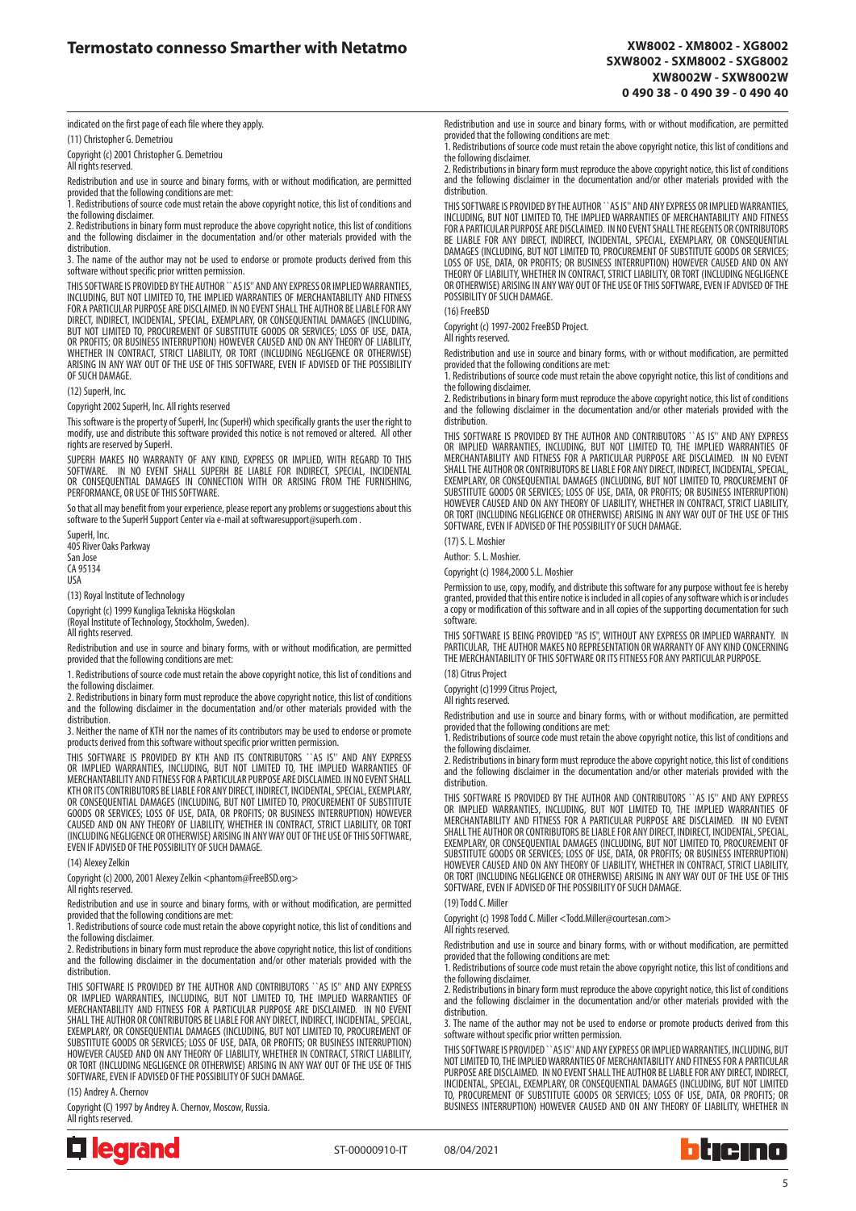indicated on the first page of each file where they apply.

(11) Christopher G. Demetriou

Copyright (c) 2001 Christopher G. Demetriou
All rights reserved.

Redistribution and use in source and binary forms, with or without modification, are permitted provided that the following conditions are met:
1. Redistributions of source code must retain the above copyright notice, this list of conditions and the following disclaimer.
2. Redistributions in binary form must reproduce the above copyright notice, this list of conditions and the following disclaimer in the documentation and/or other materials provided with the distribution.
3. The name of the author may not be used to endorse or promote products derived from this software without specific prior written permission.

THIS SOFTWARE IS PROVIDED BY THE AUTHOR ``AS IS'' AND ANY EXPRESS OR IMPLIED WARRANTIES, INCLUDING, BUT NOT LIMITED TO, THE IMPLIED WARRANTIES OF MERCHANTABILITY AND FITNESS FOR A PARTICULAR PURPOSE ARE DISCLAIMED. IN NO EVENT SHALL THE AUTHOR BE LIABLE FOR ANY DIRECT, INDIRECT, INCIDENTAL, SPECIAL, EXEMPLARY, OR CONSEQUENTIAL DAMAGES (INCLUDING, BUT NOT LIMITED TO, PROCUREMENT OF SUBSTITUTE GOODS OR SERVICES; LOSS OF USE, DATA, OR PROFITS; OR BUSINESS INTERRUPTION) HOWEVER CAUSED AND ON ANY THEORY OF LIABILITY, WHETHER IN CONTRACT, STRICT LIABILITY, OR TORT (INCLUDING NEGLIGENCE OR OTHERWISE) ARISING IN ANY WAY OUT OF THE USE OF THIS SOFTWARE, EVEN IF ADVISED OF THE POSSIBILITY OF SUCH DAMAGE.

(12) SuperH, Inc.

Copyright 2002 SuperH, Inc. All rights reserved

This software is the property of SuperH, Inc (SuperH) which specifically grants the user the right to modify, use and distribute this software provided this notice is not removed or altered. All other rights are reserved by SuperH.

SUPERH MAKES NO WARRANTY OF ANY KIND, EXPRESS OR IMPLIED, WITH REGARD TO THIS SOFTWARE. IN NO EVENT SHALL SUPERH BE LIABLE FOR INDIRECT, SPECIAL, INCIDENTAL OR CONSEQUENTIAL DAMAGES IN CONNECTION WITH OR ARISING FROM THE FURNISHING, PERFORMANCE, OR USE OF THIS SOFTWARE.

So that all may benefit from your experience, please report any problems or suggestions about this software to the SuperH Support Center via e-mail at softwaresupport@superh.com .

SuperH, Inc.
405 River Oaks Parkway
San Jose
CA 95134
USA

(13) Royal Institute of Technology

Copyright (c) 1999 Kungliga Tekniska Högskolan
(Royal Institute of Technology, Stockholm, Sweden).
All rights reserved.

Redistribution and use in source and binary forms, with or without modification, are permitted provided that the following conditions are met:

1. Redistributions of source code must retain the above copyright notice, this list of conditions and the following disclaimer.
2. Redistributions in binary form must reproduce the above copyright notice, this list of conditions and the following disclaimer in the documentation and/or other materials provided with the distribution.
3. Neither the name of KTH nor the names of its contributors may be used to endorse or promote products derived from this software without specific prior written permission.

THIS SOFTWARE IS PROVIDED BY KTH AND ITS CONTRIBUTORS ``AS IS'' AND ANY EXPRESS OR IMPLIED WARRANTIES, INCLUDING, BUT NOT LIMITED TO, THE IMPLIED WARRANTIES OF MERCHANTABILITY AND FITNESS FOR A PARTICULAR PURPOSE ARE DISCLAIMED. IN NO EVENT SHALL KTH OR ITS CONTRIBUTORS BE LIABLE FOR ANY DIRECT, INDIRECT, INCIDENTAL, SPECIAL, EXEMPLARY, OR CONSEQUENTIAL DAMAGES (INCLUDING, BUT NOT LIMITED TO, PROCUREMENT OF SUBSTITUTE GOODS OR SERVICES; LOSS OF USE, DATA, OR PROFITS; OR BUSINESS INTERRUPTION) HOWEVER CAUSED AND ON ANY THEORY OF LIABILITY, WHETHER IN CONTRACT, STRICT LIABILITY, OR TORT (INCLUDING NEGLIGENCE OR OTHERWISE) ARISING IN ANY WAY OUT OF THE USE OF THIS SOFTWARE, EVEN IF ADVISED OF THE POSSIBILITY OF SUCH DAMAGE.

(14) Alexey Zelkin

Copyright (c) 2000, 2001 Alexey Zelkin <phantom@FreeBSD.org>
All rights reserved.

Redistribution and use in source and binary forms, with or without modification, are permitted provided that the following conditions are met:
1. Redistributions of source code must retain the above copyright notice, this list of conditions and the following disclaimer.
2. Redistributions in binary form must reproduce the above copyright notice, this list of conditions and the following disclaimer in the documentation and/or other materials provided with the distribution.

THIS SOFTWARE IS PROVIDED BY THE AUTHOR AND CONTRIBUTORS ``AS IS'' AND ANY EXPRESS OR IMPLIED WARRANTIES, INCLUDING, BUT NOT LIMITED TO, THE IMPLIED WARRANTIES OF MERCHANTABILITY AND FITNESS FOR A PARTICULAR PURPOSE ARE DISCLAIMED. IN NO EVENT SHALL THE AUTHOR OR CONTRIBUTORS BE LIABLE FOR ANY DIRECT, INDIRECT, INCIDENTAL, SPECIAL, EXEMPLARY, OR CONSEQUENTIAL DAMAGES (INCLUDING, BUT NOT LIMITED TO, PROCUREMENT OF SUBSTITUTE GOODS OR SERVICES; LOSS OF USE, DATA, OR PROFITS; OR BUSINESS INTERRUPTION) HOWEVER CAUSED AND ON ANY THEORY OF LIABILITY, WHETHER IN CONTRACT, STRICT LIABILITY, OR TORT (INCLUDING NEGLIGENCE OR OTHERWISE) ARISING IN ANY WAY OUT OF THE USE OF THIS SOFTWARE, EVEN IF ADVISED OF THE POSSIBILITY OF SUCH DAMAGE.

(15) Andrey A. Chernov

Copyright (C) 1997 by Andrey A. Chernov, Moscow, Russia.
All rights reserved.

Redistribution and use in source and binary forms, with or without modification, are permitted provided that the following conditions are met:
1. Redistributions of source code must retain the above copyright notice, this list of conditions and the following disclaimer.
2. Redistributions in binary form must reproduce the above copyright notice, this list of conditions and the following disclaimer in the documentation and/or other materials provided with the distribution.

THIS SOFTWARE IS PROVIDED BY THE AUTHOR ``AS IS'' AND ANY EXPRESS OR IMPLIED WARRANTIES, INCLUDING, BUT NOT LIMITED TO, THE IMPLIED WARRANTIES OF MERCHANTABILITY AND FITNESS FOR A PARTICULAR PURPOSE ARE DISCLAIMED. IN NO EVENT SHALL THE REGENTS OR CONTRIBUTORS BE LIABLE FOR ANY DIRECT, INDIRECT, INCIDENTAL, SPECIAL, EXEMPLARY, OR CONSEQUENTIAL DAMAGES (INCLUDING, BUT NOT LIMITED TO, PROCUREMENT OF SUBSTITUTE GOODS OR SERVICES; LOSS OF USE, DATA, OR PROFITS; OR BUSINESS INTERRUPTION) HOWEVER CAUSED AND ON ANY THEORY OF LIABILITY, WHETHER IN CONTRACT, STRICT LIABILITY, OR TORT (INCLUDING NEGLIGENCE OR OTHERWISE) ARISING IN ANY WAY OUT OF THE USE OF THIS SOFTWARE, EVEN IF ADVISED OF THE POSSIBILITY OF SUCH DAMAGE.

(16) FreeBSD

Copyright (c) 1997-2002 FreeBSD Project.
All rights reserved.

Redistribution and use in source and binary forms, with or without modification, are permitted provided that the following conditions are met:
1. Redistributions of source code must retain the above copyright notice, this list of conditions and the following disclaimer.
2. Redistributions in binary form must reproduce the above copyright notice, this list of conditions and the following disclaimer in the documentation and/or other materials provided with the distribution.

THIS SOFTWARE IS PROVIDED BY THE AUTHOR AND CONTRIBUTORS ``AS IS'' AND ANY EXPRESS OR IMPLIED WARRANTIES, INCLUDING, BUT NOT LIMITED TO, THE IMPLIED WARRANTIES OF MERCHANTABILITY AND FITNESS FOR A PARTICULAR PURPOSE ARE DISCLAIMED. IN NO EVENT SHALL THE AUTHOR OR CONTRIBUTORS BE LIABLE FOR ANY DIRECT, INDIRECT, INCIDENTAL, SPECIAL, EXEMPLARY, OR CONSEQUENTIAL DAMAGES (INCLUDING, BUT NOT LIMITED TO, PROCUREMENT OF SUBSTITUTE GOODS OR SERVICES; LOSS OF USE, DATA, OR PROFITS; OR BUSINESS INTERRUPTION) HOWEVER CAUSED AND ON ANY THEORY OF LIABILITY, WHETHER IN CONTRACT, STRICT LIABILITY, OR TORT (INCLUDING NEGLIGENCE OR OTHERWISE) ARISING IN ANY WAY OUT OF THE USE OF THIS SOFTWARE, EVEN IF ADVISED OF THE POSSIBILITY OF SUCH DAMAGE.

(17) S. L. Moshier

Author: S. L. Moshier.

Copyright (c) 1984,2000 S.L. Moshier

Permission to use, copy, modify, and distribute this software for any purpose without fee is hereby granted, provided that this entire notice is included in all copies of any software which is or includes a copy or modification of this software and in all copies of the supporting documentation for such software.

THIS SOFTWARE IS BEING PROVIDED "AS IS", WITHOUT ANY EXPRESS OR IMPLIED WARRANTY. IN PARTICULAR, THE AUTHOR MAKES NO REPRESENTATION OR WARRANTY OF ANY KIND CONCERNING THE MERCHANTABILITY OF THIS SOFTWARE OR ITS FITNESS FOR ANY PARTICULAR PURPOSE.

(18) Citrus Project

Copyright (c)1999 Citrus Project,
All rights reserved.

Redistribution and use in source and binary forms, with or without modification, are permitted provided that the following conditions are met:
1. Redistributions of source code must retain the above copyright notice, this list of conditions and the following disclaimer.
2. Redistributions in binary form must reproduce the above copyright notice, this list of conditions and the following disclaimer in the documentation and/or other materials provided with the distribution.

THIS SOFTWARE IS PROVIDED BY THE AUTHOR AND CONTRIBUTORS ``AS IS'' AND ANY EXPRESS OR IMPLIED WARRANTIES, INCLUDING, BUT NOT LIMITED TO, THE IMPLIED WARRANTIES OF MERCHANTABILITY AND FITNESS FOR A PARTICULAR PURPOSE ARE DISCLAIMED. IN NO EVENT SHALL THE AUTHOR OR CONTRIBUTORS BE LIABLE FOR ANY DIRECT, INDIRECT, INCIDENTAL, SPECIAL, EXEMPLARY, OR CONSEQUENTIAL DAMAGES (INCLUDING, BUT NOT LIMITED TO, PROCUREMENT OF SUBSTITUTE GOODS OR SERVICES; LOSS OF USE, DATA, OR PROFITS; OR BUSINESS INTERRUPTION) HOWEVER CAUSED AND ON ANY THEORY OF LIABILITY, WHETHER IN CONTRACT, STRICT LIABILITY, OR TORT (INCLUDING NEGLIGENCE OR OTHERWISE) ARISING IN ANY WAY OUT OF THE USE OF THIS SOFTWARE, EVEN IF ADVISED OF THE POSSIBILITY OF SUCH DAMAGE.

(19) Todd C. Miller

Copyright (c) 1998 Todd C. Miller <Todd.Miller@courtesan.com>
All rights reserved.

Redistribution and use in source and binary forms, with or without modification, are permitted provided that the following conditions are met:
1. Redistributions of source code must retain the above copyright notice, this list of conditions and the following disclaimer.
2. Redistributions in binary form must reproduce the above copyright notice, this list of conditions and the following disclaimer in the documentation and/or other materials provided with the distribution.
3. The name of the author may not be used to endorse or promote products derived from this software without specific prior written permission.

THIS SOFTWARE IS PROVIDED ``AS IS'' AND ANY EXPRESS OR IMPLIED WARRANTIES, INCLUDING, BUT NOT LIMITED TO, THE IMPLIED WARRANTIES OF MERCHANTABILITY AND FITNESS FOR A PARTICULAR PURPOSE ARE DISCLAIMED. IN NO EVENT SHALL THE AUTHOR BE LIABLE FOR ANY DIRECT, INDIRECT, INCIDENTAL, SPECIAL, EXEMPLARY, OR CONSEQUENTIAL DAMAGES (INCLUDING, BUT NOT LIMITED TO, PROCUREMENT OF SUBSTITUTE GOODS OR SERVICES; LOSS OF USE, DATA, OR PROFITS; OR BUSINESS INTERRUPTION) HOWEVER CAUSED AND ON ANY THEORY OF LIABILITY, WHETHER IN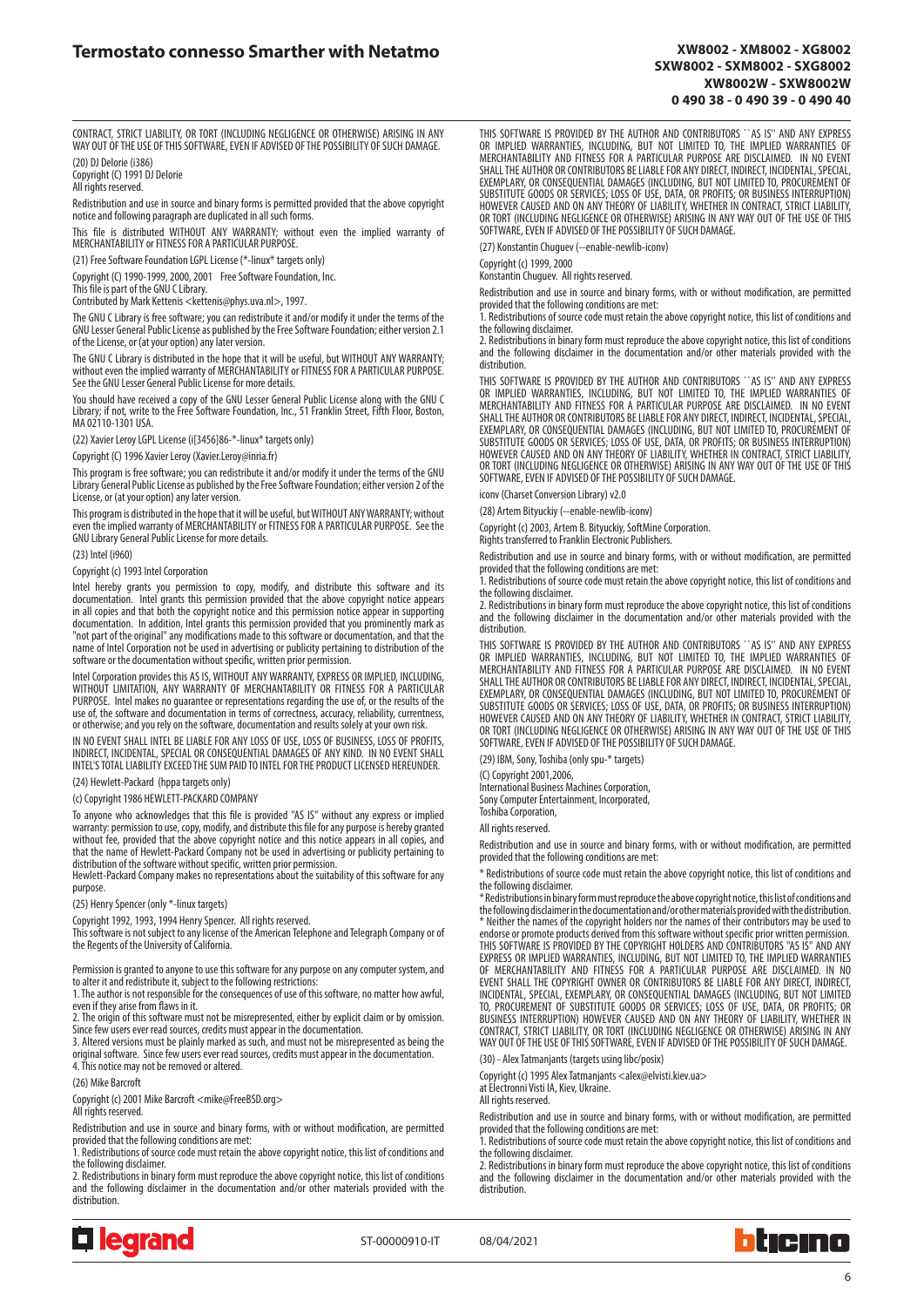CONTRACT, STRICT LIABILITY, OR TORT (INCLUDING NEGLIGENCE OR OTHERWISE) ARISING IN ANY WAY OUT OF THE USE OF THIS SOFTWARE, EVEN IF ADVISED OF THE POSSIBILITY OF SUCH DAMAGE.

(20) DJ Delorie (i386)

Copyright (C) 1991 DJ Delorie
All rights reserved.

Redistribution and use in source and binary forms is permitted provided that the above copyright notice and following paragraph are duplicated in all such forms.

This file is distributed WITHOUT ANY WARRANTY; without even the implied warranty of MERCHANTABILITY or FITNESS FOR A PARTICULAR PURPOSE.

(21) Free Software Foundation LGPL License (*-linux* targets only)

Copyright (C) 1990-1999, 2000, 2001 Free Software Foundation, Inc.
This file is part of the GNU C Library.
Contributed by Mark Kettenis <kettenis@phys.uva.nl>, 1997.

The GNU C Library is free software; you can redistribute it and/or modify it under the terms of the GNU Lesser General Public License as published by the Free Software Foundation; either version 2.1 of the License, or (at your option) any later version.

The GNU C Library is distributed in the hope that it will be useful, but WITHOUT ANY WARRANTY; without even the implied warranty of MERCHANTABILITY or FITNESS FOR A PARTICULAR PURPOSE. See the GNU Lesser General Public License for more details.

You should have received a copy of the GNU Lesser General Public License along with the GNU C Library; if not, write to the Free Software Foundation, Inc., 51 Franklin Street, Fifth Floor, Boston, MA 02110-1301 USA.

(22) Xavier Leroy LGPL License (i[3456]86-*-linux* targets only)

Copyright (C) 1996 Xavier Leroy (Xavier.Leroy@inria.fr)

This program is free software; you can redistribute it and/or modify it under the terms of the GNU Library General Public License as published by the Free Software Foundation; either version 2 of the License, or (at your option) any later version.

This program is distributed in the hope that it will be useful, but WITHOUT ANY WARRANTY; without even the implied warranty of MERCHANTABILITY or FITNESS FOR A PARTICULAR PURPOSE. See the GNU Library General Public License for more details.

(23) Intel (i960)

Copyright (c) 1993 Intel Corporation

Intel hereby grants you permission to copy, modify, and distribute this software and its documentation. Intel grants this permission provided that the above copyright notice appears in all copies and that both the copyright notice and this permission notice appear in supporting documentation. In addition, Intel grants this permission provided that you prominently mark as "not part of the original" any modifications made to this software or documentation, and that the name of Intel Corporation not be used in advertising or publicity pertaining to distribution of the software or the documentation without specific, written prior permission.

Intel Corporation provides this AS IS, WITHOUT ANY WARRANTY, EXPRESS OR IMPLIED, INCLUDING, WITHOUT LIMITATION, ANY WARRANTY OF MERCHANTABILITY OR FITNESS FOR A PARTICULAR PURPOSE. Intel makes no guarantee or representations regarding the use of, or the results of the use of, the software and documentation in terms of correctness, accuracy, reliability, currentness, or otherwise; and you rely on the software, documentation and results solely at your own risk.

IN NO EVENT SHALL INTEL BE LIABLE FOR ANY LOSS OF USE, LOSS OF BUSINESS, LOSS OF PROFITS, INDIRECT, INCIDENTAL, SPECIAL OR CONSEQUENTIAL DAMAGES OF ANY KIND. IN NO EVENT SHALL INTEL'S TOTAL LIABILITY EXCEED THE SUM PAID TO INTEL FOR THE PRODUCT LICENSED HEREUNDER.

(24) Hewlett-Packard (hppa targets only)

(c) Copyright 1986 HEWLETT-PACKARD COMPANY

To anyone who acknowledges that this file is provided "AS IS" without any express or implied warranty: permission to use, copy, modify, and distribute this file for any purpose is hereby granted without fee, provided that the above copyright notice and this notice appears in all copies, and that the name of Hewlett-Packard Company not be used in advertising or publicity pertaining to distribution of the software without specific, written prior permission.
Hewlett-Packard Company makes no representations about the suitability of this software for any purpose.

(25) Henry Spencer (only *-linux targets)

Copyright 1992, 1993, 1994 Henry Spencer. All rights reserved.
This software is not subject to any license of the American Telephone and Telegraph Company or of the Regents of the University of California.

Permission is granted to anyone to use this software for any purpose on any computer system, and to alter it and redistribute it, subject to the following restrictions:
1. The author is not responsible for the consequences of use of this software, no matter how awful, even if they arise from flaws in it.
2. The origin of this software must not be misrepresented, either by explicit claim or by omission. Since few users ever read sources, credits must appear in the documentation.
3. Altered versions must be plainly marked as such, and must not be misrepresented as being the original software. Since few users ever read sources, credits must appear in the documentation.
4. This notice may not be removed or altered.

(26) Mike Barcroft

Copyright (c) 2001 Mike Barcroft <mike@FreeBSD.org>
All rights reserved.

Redistribution and use in source and binary forms, with or without modification, are permitted provided that the following conditions are met:
1. Redistributions of source code must retain the above copyright notice, this list of conditions and the following disclaimer.
2. Redistributions in binary form must reproduce the above copyright notice, this list of conditions and the following disclaimer in the documentation and/or other materials provided with the distribution.

THIS SOFTWARE IS PROVIDED BY THE AUTHOR AND CONTRIBUTORS ``AS IS'' AND ANY EXPRESS OR IMPLIED WARRANTIES, INCLUDING, BUT NOT LIMITED TO, THE IMPLIED WARRANTIES OF MERCHANTABILITY AND FITNESS FOR A PARTICULAR PURPOSE ARE DISCLAIMED. IN NO EVENT SHALL THE AUTHOR OR CONTRIBUTORS BE LIABLE FOR ANY DIRECT, INDIRECT, INCIDENTAL, SPECIAL, EXEMPLARY, OR CONSEQUENTIAL DAMAGES (INCLUDING, BUT NOT LIMITED TO, PROCUREMENT OF SUBSTITUTE GOODS OR SERVICES; LOSS OF USE, DATA, OR PROFITS; OR BUSINESS INTERRUPTION) HOWEVER CAUSED AND ON ANY THEORY OF LIABILITY, WHETHER IN CONTRACT, STRICT LIABILITY, OR TORT (INCLUDING NEGLIGENCE OR OTHERWISE) ARISING IN ANY WAY OUT OF THE USE OF THIS SOFTWARE, EVEN IF ADVISED OF THE POSSIBILITY OF SUCH DAMAGE.

(27) Konstantin Chuguev (--enable-newlib-iconv)

Copyright (c) 1999, 2000
Konstantin Chuguev. All rights reserved.

Redistribution and use in source and binary forms, with or without modification, are permitted provided that the following conditions are met:
1. Redistributions of source code must retain the above copyright notice, this list of conditions and the following disclaimer.
2. Redistributions in binary form must reproduce the above copyright notice, this list of conditions and the following disclaimer in the documentation and/or other materials provided with the distribution.

THIS SOFTWARE IS PROVIDED BY THE AUTHOR AND CONTRIBUTORS ``AS IS'' AND ANY EXPRESS OR IMPLIED WARRANTIES, INCLUDING, BUT NOT LIMITED TO, THE IMPLIED WARRANTIES OF MERCHANTABILITY AND FITNESS FOR A PARTICULAR PURPOSE ARE DISCLAIMED. IN NO EVENT SHALL THE AUTHOR OR CONTRIBUTORS BE LIABLE FOR ANY DIRECT, INDIRECT, INCIDENTAL, SPECIAL, EXEMPLARY, OR CONSEQUENTIAL DAMAGES (INCLUDING, BUT NOT LIMITED TO, PROCUREMENT OF SUBSTITUTE GOODS OR SERVICES; LOSS OF USE, DATA, OR PROFITS; OR BUSINESS INTERRUPTION) HOWEVER CAUSED AND ON ANY THEORY OF LIABILITY, WHETHER IN CONTRACT, STRICT LIABILITY, OR TORT (INCLUDING NEGLIGENCE OR OTHERWISE) ARISING IN ANY WAY OUT OF THE USE OF THIS SOFTWARE, EVEN IF ADVISED OF THE POSSIBILITY OF SUCH DAMAGE.

iconv (Charset Conversion Library) v2.0

(28) Artem Bityuckiy (--enable-newlib-iconv)

Copyright (c) 2003, Artem B. Bityuckiy, SoftMine Corporation.
Rights transferred to Franklin Electronic Publishers.

Redistribution and use in source and binary forms, with or without modification, are permitted provided that the following conditions are met:
1. Redistributions of source code must retain the above copyright notice, this list of conditions and the following disclaimer.
2. Redistributions in binary form must reproduce the above copyright notice, this list of conditions and the following disclaimer in the documentation and/or other materials provided with the distribution.

THIS SOFTWARE IS PROVIDED BY THE AUTHOR AND CONTRIBUTORS ``AS IS'' AND ANY EXPRESS OR IMPLIED WARRANTIES, INCLUDING, BUT NOT LIMITED TO, THE IMPLIED WARRANTIES OF MERCHANTABILITY AND FITNESS FOR A PARTICULAR PURPOSE ARE DISCLAIMED. IN NO EVENT SHALL THE AUTHOR OR CONTRIBUTORS BE LIABLE FOR ANY DIRECT, INDIRECT, INCIDENTAL, SPECIAL, EXEMPLARY, OR CONSEQUENTIAL DAMAGES (INCLUDING, BUT NOT LIMITED TO, PROCUREMENT OF SUBSTITUTE GOODS OR SERVICES; LOSS OF USE, DATA, OR PROFITS; OR BUSINESS INTERRUPTION) HOWEVER CAUSED AND ON ANY THEORY OF LIABILITY, WHETHER IN CONTRACT, STRICT LIABILITY, OR TORT (INCLUDING NEGLIGENCE OR OTHERWISE) ARISING IN ANY WAY OUT OF THE USE OF THIS SOFTWARE, EVEN IF ADVISED OF THE POSSIBILITY OF SUCH DAMAGE.

(29) IBM, Sony, Toshiba (only spu-* targets)

(C) Copyright 2001,2006,
International Business Machines Corporation,
Sony Computer Entertainment, Incorporated,
Toshiba Corporation,

All rights reserved.

Redistribution and use in source and binary forms, with or without modification, are permitted provided that the following conditions are met:

* Redistributions of source code must retain the above copyright notice, this list of conditions and the following disclaimer.
* Redistributions in binary form must reproduce the above copyright notice, this list of conditions and the following disclaimer in the documentation and/or other materials provided with the distribution.
* Neither the names of the copyright holders nor the names of their contributors may be used to endorse or promote products derived from this software without specific prior written permission.

THIS SOFTWARE IS PROVIDED BY THE COPYRIGHT HOLDERS AND CONTRIBUTORS "AS IS" AND ANY EXPRESS OR IMPLIED WARRANTIES, INCLUDING, BUT NOT LIMITED TO, THE IMPLIED WARRANTIES OF MERCHANTABILITY AND FITNESS FOR A PARTICULAR PURPOSE ARE DISCLAIMED. IN NO EVENT SHALL THE COPYRIGHT OWNER OR CONTRIBUTORS BE LIABLE FOR ANY DIRECT, INDIRECT, INCIDENTAL, SPECIAL, EXEMPLARY, OR CONSEQUENTIAL DAMAGES (INCLUDING, BUT NOT LIMITED TO, PROCUREMENT OF SUBSTITUTE GOODS OR SERVICES; LOSS OF USE, DATA, OR PROFITS; OR BUSINESS INTERRUPTION) HOWEVER CAUSED AND ON ANY THEORY OF LIABILITY, WHETHER IN CONTRACT, STRICT LIABILITY, OR TORT (INCLUDING NEGLIGENCE OR OTHERWISE) ARISING IN ANY WAY OUT OF THE USE OF THIS SOFTWARE, EVEN IF ADVISED OF THE POSSIBILITY OF SUCH DAMAGE.

(30) - Alex Tatmanjants (targets using libc/posix)

Copyright (c) 1995 Alex Tatmanjants <alex@elvisti.kiev.ua>
at Electronni Visti IA, Kiev, Ukraine.
All rights reserved.

Redistribution and use in source and binary forms, with or without modification, are permitted provided that the following conditions are met:
1. Redistributions of source code must retain the above copyright notice, this list of conditions and the following disclaimer.
2. Redistributions in binary form must reproduce the above copyright notice, this list of conditions and the following disclaimer in the documentation and/or other materials provided with the distribution.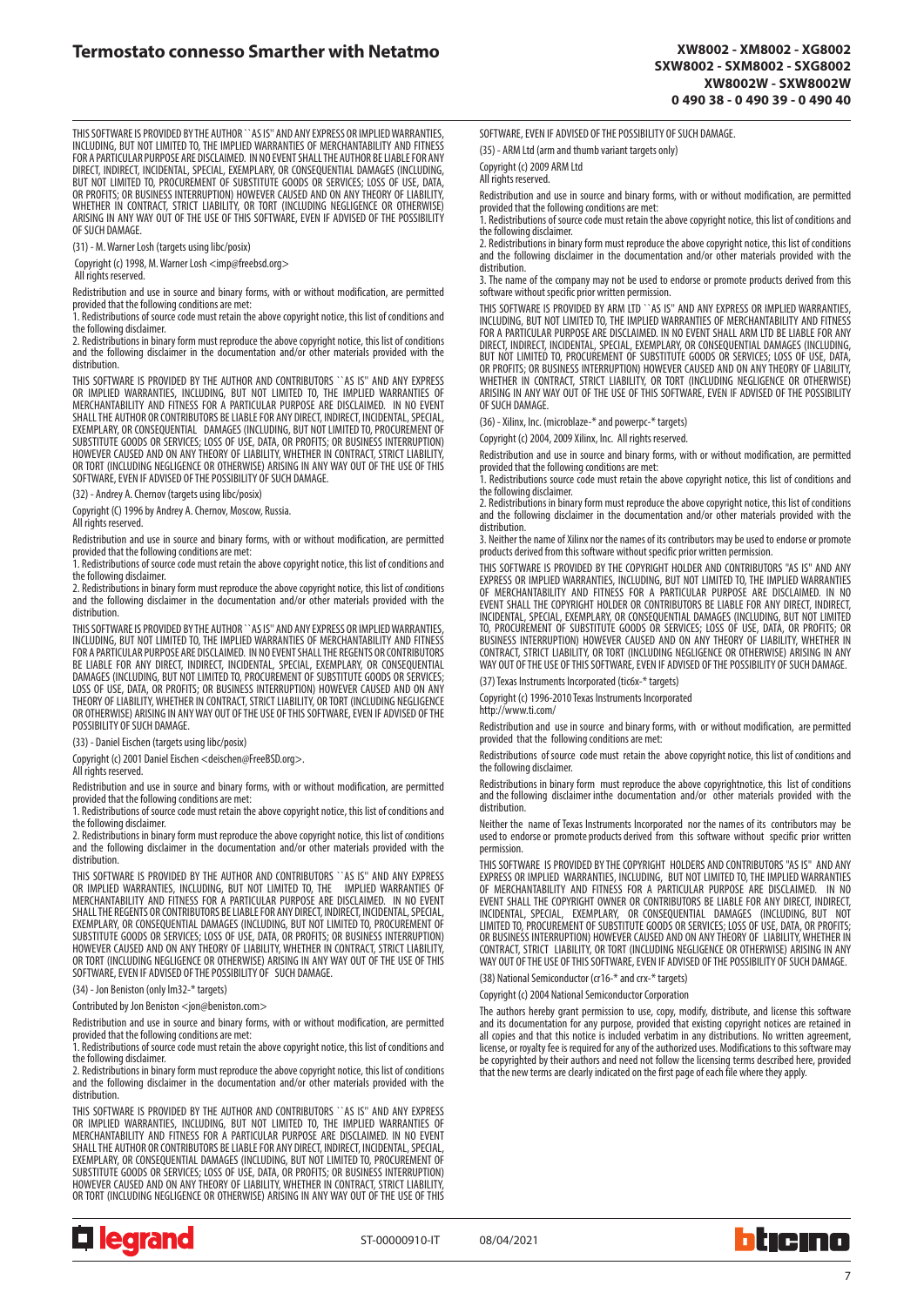THIS SOFTWARE IS PROVIDED BY THE AUTHOR ``AS IS'' AND ANY EXPRESS OR IMPLIED WARRANTIES, INCLUDING, BUT NOT LIMITED TO, THE IMPLIED WARRANTIES OF MERCHANTABILITY AND FITNESS FOR A PARTICULAR PURPOSE ARE DISCLAIMED. IN NO EVENT SHALL THE AUTHOR BE LIABLE FOR ANY DIRECT, INDIRECT, INCIDENTAL, SPECIAL, EXEMPLARY, OR CONSEQUENTIAL DAMAGES (INCLUDING, BUT NOT LIMITED TO, PROCUREMENT OF SUBSTITUTE GOODS OR SERVICES; LOSS OF USE, DATA, OR PROFITS; OR BUSINESS INTERRUPTION) HOWEVER CAUSED AND ON ANY THEORY OF LIABILITY, WHETHER IN CONTRACT, STRICT LIABILITY, OR TORT (INCLUDING NEGLIGENCE OR OTHERWISE) ARISING IN ANY WAY OUT OF THE USE OF THIS SOFTWARE, EVEN IF ADVISED OF THE POSSIBILITY OF SUCH DAMAGE.

(31) - M. Warner Losh (targets using libc/posix)

Copyright (c) 1998, M. Warner Losh <imp@freebsd.org>
All rights reserved.

Redistribution and use in source and binary forms, with or without modification, are permitted provided that the following conditions are met:
1. Redistributions of source code must retain the above copyright notice, this list of conditions and the following disclaimer.
2. Redistributions in binary form must reproduce the above copyright notice, this list of conditions and the following disclaimer in the documentation and/or other materials provided with the distribution.

THIS SOFTWARE IS PROVIDED BY THE AUTHOR AND CONTRIBUTORS ``AS IS'' AND ANY EXPRESS OR IMPLIED WARRANTIES, INCLUDING, BUT NOT LIMITED TO, THE IMPLIED WARRANTIES OF MERCHANTABILITY AND FITNESS FOR A PARTICULAR PURPOSE ARE DISCLAIMED. IN NO EVENT SHALL THE AUTHOR OR CONTRIBUTORS BE LIABLE FOR ANY DIRECT, INDIRECT, INCIDENTAL, SPECIAL, EXEMPLARY, OR CONSEQUENTIAL DAMAGES (INCLUDING, BUT NOT LIMITED TO, PROCUREMENT OF SUBSTITUTE GOODS OR SERVICES; LOSS OF USE, DATA, OR PROFITS; OR BUSINESS INTERRUPTION) HOWEVER CAUSED AND ON ANY THEORY OF LIABILITY, WHETHER IN CONTRACT, STRICT LIABILITY, OR TORT (INCLUDING NEGLIGENCE OR OTHERWISE) ARISING IN ANY WAY OUT OF THE USE OF THIS SOFTWARE, EVEN IF ADVISED OF THE POSSIBILITY OF SUCH DAMAGE.

(32) - Andrey A. Chernov (targets using libc/posix)

Copyright (C) 1996 by Andrey A. Chernov, Moscow, Russia.
All rights reserved.

Redistribution and use in source and binary forms, with or without modification, are permitted provided that the following conditions are met:
1. Redistributions of source code must retain the above copyright notice, this list of conditions and the following disclaimer.
2. Redistributions in binary form must reproduce the above copyright notice, this list of conditions and the following disclaimer in the documentation and/or other materials provided with the distribution.

THIS SOFTWARE IS PROVIDED BY THE AUTHOR ``AS IS'' AND ANY EXPRESS OR IMPLIED WARRANTIES, INCLUDING, BUT NOT LIMITED TO, THE IMPLIED WARRANTIES OF MERCHANTABILITY AND FITNESS FOR A PARTICULAR PURPOSE ARE DISCLAIMED. IN NO EVENT SHALL THE REGENTS OR CONTRIBUTORS BE LIABLE FOR ANY DIRECT, INDIRECT, INCIDENTAL, SPECIAL, EXEMPLARY, OR CONSEQUENTIAL DAMAGES (INCLUDING, BUT NOT LIMITED TO, PROCUREMENT OF SUBSTITUTE GOODS OR SERVICES; LOSS OF USE, DATA, OR PROFITS; OR BUSINESS INTERRUPTION) HOWEVER CAUSED AND ON ANY THEORY OF LIABILITY, WHETHER IN CONTRACT, STRICT LIABILITY, OR TORT (INCLUDING NEGLIGENCE OR OTHERWISE) ARISING IN ANY WAY OUT OF THE USE OF THIS SOFTWARE, EVEN IF ADVISED OF THE POSSIBILITY OF SUCH DAMAGE.

(33) - Daniel Eischen (targets using libc/posix)

Copyright (c) 2001 Daniel Eischen <deischen@FreeBSD.org>.
All rights reserved.

Redistribution and use in source and binary forms, with or without modification, are permitted provided that the following conditions are met:
1. Redistributions of source code must retain the above copyright notice, this list of conditions and the following disclaimer.
2. Redistributions in binary form must reproduce the above copyright notice, this list of conditions and the following disclaimer in the documentation and/or other materials provided with the distribution.

THIS SOFTWARE IS PROVIDED BY THE AUTHOR AND CONTRIBUTORS ``AS IS'' AND ANY EXPRESS OR IMPLIED WARRANTIES, INCLUDING, BUT NOT LIMITED TO, THE IMPLIED WARRANTIES OF MERCHANTABILITY AND FITNESS FOR A PARTICULAR PURPOSE ARE DISCLAIMED. IN NO EVENT SHALL THE REGENTS OR CONTRIBUTORS BE LIABLE FOR ANY DIRECT, INDIRECT, INCIDENTAL, SPECIAL, EXEMPLARY, OR CONSEQUENTIAL DAMAGES (INCLUDING, BUT NOT LIMITED TO, PROCUREMENT OF SUBSTITUTE GOODS OR SERVICES; LOSS OF USE, DATA, OR PROFITS; OR BUSINESS INTERRUPTION) HOWEVER CAUSED AND ON ANY THEORY OF LIABILITY, WHETHER IN CONTRACT, STRICT LIABILITY, OR TORT (INCLUDING NEGLIGENCE OR OTHERWISE) ARISING IN ANY WAY OUT OF THE USE OF THIS SOFTWARE, EVEN IF ADVISED OF THE POSSIBILITY OF SUCH DAMAGE.

(34) - Jon Beniston (only lm32-* targets)

Contributed by Jon Beniston <jon@beniston.com>

Redistribution and use in source and binary forms, with or without modification, are permitted provided that the following conditions are met:
1. Redistributions of source code must retain the above copyright notice, this list of conditions and the following disclaimer.
2. Redistributions in binary form must reproduce the above copyright notice, this list of conditions and the following disclaimer in the documentation and/or other materials provided with the distribution.

THIS SOFTWARE IS PROVIDED BY THE AUTHOR AND CONTRIBUTORS ``AS IS'' AND ANY EXPRESS OR IMPLIED WARRANTIES, INCLUDING, BUT NOT LIMITED TO, THE IMPLIED WARRANTIES OF MERCHANTABILITY AND FITNESS FOR A PARTICULAR PURPOSE ARE DISCLAIMED. IN NO EVENT SHALL THE AUTHOR OR CONTRIBUTORS BE LIABLE FOR ANY DIRECT, INDIRECT, INCIDENTAL, SPECIAL, EXEMPLARY, OR CONSEQUENTIAL DAMAGES (INCLUDING, BUT NOT LIMITED TO, PROCUREMENT OF SUBSTITUTE GOODS OR SERVICES; LOSS OF USE, DATA, OR PROFITS; OR BUSINESS INTERRUPTION) HOWEVER CAUSED AND ON ANY THEORY OF LIABILITY, WHETHER IN CONTRACT, STRICT LIABILITY, OR TORT (INCLUDING NEGLIGENCE OR OTHERWISE) ARISING IN ANY WAY OUT OF THE USE OF THIS SOFTWARE, EVEN IF ADVISED OF THE POSSIBILITY OF SUCH DAMAGE.

(35) - ARM Ltd (arm and thumb variant targets only)

Copyright (c) 2009 ARM Ltd
All rights reserved.

Redistribution and use in source and binary forms, with or without modification, are permitted provided that the following conditions are met:
1. Redistributions of source code must retain the above copyright notice, this list of conditions and the following disclaimer.
2. Redistributions in binary form must reproduce the above copyright notice, this list of conditions and the following disclaimer in the documentation and/or other materials provided with the distribution.
3. The name of the company may not be used to endorse or promote products derived from this software without specific prior written permission.

THIS SOFTWARE IS PROVIDED BY ARM LTD ``AS IS'' AND ANY EXPRESS OR IMPLIED WARRANTIES, INCLUDING, BUT NOT LIMITED TO, THE IMPLIED WARRANTIES OF MERCHANTABILITY AND FITNESS FOR A PARTICULAR PURPOSE ARE DISCLAIMED. IN NO EVENT SHALL ARM LTD BE LIABLE FOR ANY DIRECT, INDIRECT, INCIDENTAL, SPECIAL, EXEMPLARY, OR CONSEQUENTIAL DAMAGES (INCLUDING, BUT NOT LIMITED TO, PROCUREMENT OF SUBSTITUTE GOODS OR SERVICES; LOSS OF USE, DATA, OR PROFITS; OR BUSINESS INTERRUPTION) HOWEVER CAUSED AND ON ANY THEORY OF LIABILITY, WHETHER IN CONTRACT, STRICT LIABILITY, OR TORT (INCLUDING NEGLIGENCE OR OTHERWISE) ARISING IN ANY WAY OUT OF THE USE OF THIS SOFTWARE, EVEN IF ADVISED OF THE POSSIBILITY OF SUCH DAMAGE.

(36) - Xilinx, Inc. (microblaze-* and powerpc-* targets)

Copyright (c) 2004, 2009 Xilinx, Inc. All rights reserved.

Redistribution and use in source and binary forms, with or without modification, are permitted provided that the following conditions are met:
1. Redistributions source code must retain the above copyright notice, this list of conditions and the following disclaimer.
2. Redistributions in binary form must reproduce the above copyright notice, this list of conditions and the following disclaimer in the documentation and/or other materials provided with the distribution.
3. Neither the name of Xilinx nor the names of its contributors may be used to endorse or promote products derived from this software without specific prior written permission.

THIS SOFTWARE IS PROVIDED BY THE COPYRIGHT HOLDER AND CONTRIBUTORS "AS IS" AND ANY EXPRESS OR IMPLIED WARRANTIES, INCLUDING, BUT NOT LIMITED TO, THE IMPLIED WARRANTIES OF MERCHANTABILITY AND FITNESS FOR A PARTICULAR PURPOSE ARE DISCLAIMED. IN NO EVENT SHALL THE COPYRIGHT HOLDER OR CONTRIBUTORS BE LIABLE FOR ANY DIRECT, INDIRECT, INCIDENTAL, SPECIAL, EXEMPLARY, OR CONSEQUENTIAL DAMAGES (INCLUDING, BUT NOT LIMITED TO, PROCUREMENT OF SUBSTITUTE GOODS OR SERVICES; LOSS OF USE, DATA, OR PROFITS; OR BUSINESS INTERRUPTION) HOWEVER CAUSED AND ON ANY THEORY OF LIABILITY, WHETHER IN CONTRACT, STRICT LIABILITY, OR TORT (INCLUDING NEGLIGENCE OR OTHERWISE) ARISING IN ANY WAY OUT OF THE USE OF THIS SOFTWARE, EVEN IF ADVISED OF THE POSSIBILITY OF SUCH DAMAGE.

(37) Texas Instruments Incorporated (tic6x-* targets)

Copyright (c) 1996-2010 Texas Instruments Incorporated
http://www.ti.com/

Redistribution and use in source and binary forms, with or without modification, are permitted provided that the following conditions are met:

Redistributions of source code must retain the above copyright notice, this list of conditions and the following disclaimer.

Redistributions in binary form must reproduce the above copyrightnotice, this list of conditions and the following disclaimer inthe documentation and/or other materials provided with the distribution.

Neither the name of Texas Instruments Incorporated nor the names of its contributors may be used to endorse or promote products derived from this software without specific prior written permission.

THIS SOFTWARE IS PROVIDED BY THE COPYRIGHT HOLDERS AND CONTRIBUTORS "AS IS" AND ANY EXPRESS OR IMPLIED WARRANTIES, INCLUDING, BUT NOT LIMITED TO, THE IMPLIED WARRANTIES OF MERCHANTABILITY AND FITNESS FOR A PARTICULAR PURPOSE ARE DISCLAIMED. IN NO EVENT SHALL THE COPYRIGHT OWNER OR CONTRIBUTORS BE LIABLE FOR ANY DIRECT, INDIRECT, INCIDENTAL, SPECIAL, EXEMPLARY, OR CONSEQUENTIAL DAMAGES (INCLUDING, BUT NOT LIMITED TO, PROCUREMENT OF SUBSTITUTE GOODS OR SERVICES; LOSS OF USE, DATA, OR PROFITS; OR BUSINESS INTERRUPTION) HOWEVER CAUSED AND ON ANY THEORY OF LIABILITY, WHETHER IN CONTRACT, STRICT LIABILITY, OR TORT (INCLUDING NEGLIGENCE OR OTHERWISE) ARISING IN ANY WAY OUT OF THE USE OF THIS SOFTWARE, EVEN IF ADVISED OF THE POSSIBILITY OF SUCH DAMAGE.

(38) National Semiconductor (cr16-* and crx-* targets)

Copyright (c) 2004 National Semiconductor Corporation

The authors hereby grant permission to use, copy, modify, distribute, and license this software and its documentation for any purpose, provided that existing copyright notices are retained in all copies and that this notice is included verbatim in any distributions. No written agreement, license, or royalty fee is required for any of the authorized uses. Modifications to this software may be copyrighted by their authors and need not follow the licensing terms described here, provided that the new terms are clearly indicated on the first page of each file where they apply.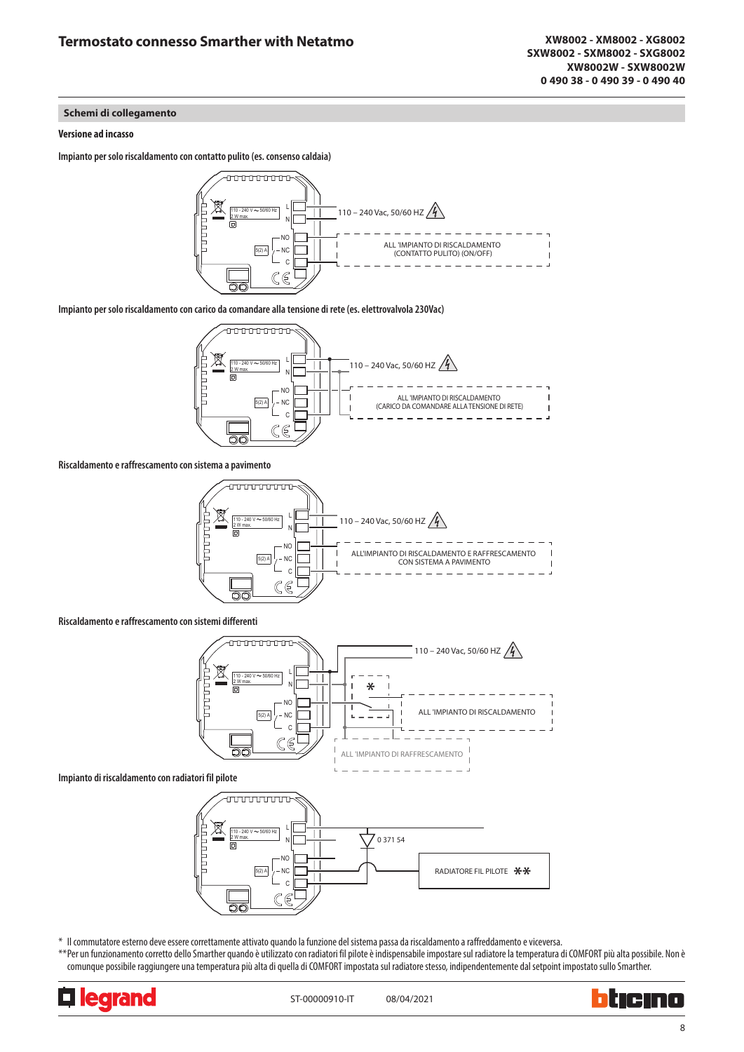## Schemi di collegamento

**Versione ad incasso**

**Impianto per solo riscaldamento con contatto pulito (es. consenso caldaia)**

110 – 240 Vac, 50/60 HZ

ALL 'IMPIANTO DI RISCALDAMENTO (CONTATTO PULITO) (ON/OFF)

**Impianto per solo riscaldamento con carico da comandare alla tensione di rete (es. elettrovalvola 230Vac)**

110 – 240 Vac, 50/60 HZ

ALL 'IMPIANTO DI RISCALDAMENTO (CARICO DA COMANDARE ALLA TENSIONE DI RETE)

**Riscaldamento e raffrescamento con sistema a pavimento**

110 – 240 Vac, 50/60 HZ

ALL'IMPIANTO DI RISCALDAMENTO E RAFFRESCAMENTO CON SISTEMA A PAVIMENTO

**Riscaldamento e raffrescamento con sistemi differenti**

110 – 240 Vac, 50/60 HZ

ALL 'IMPIANTO DI RISCALDAMENTO

ALL 'IMPIANTO DI RAFFRESCAMENTO

**Impianto di riscaldamento con radiatori fil pilote**

0 371 54

RADIATORE FIL PILOTE **

\* Il commutatore esterno deve essere correttamente attivato quando la funzione del sistema passa da riscaldamento a raffreddamento e viceversa.

** Per un funzionamento corretto dello Smarther quando è utilizzato con radiatori fil pilote è indispensabile impostare sul radiatore la temperatura di COMFORT più alta possibile. Non è comunque possibile raggiungere una temperatura più alta di quella di COMFORT impostata sul radiatore stesso, indipendentemente dal setpoint impostato sullo Smarther.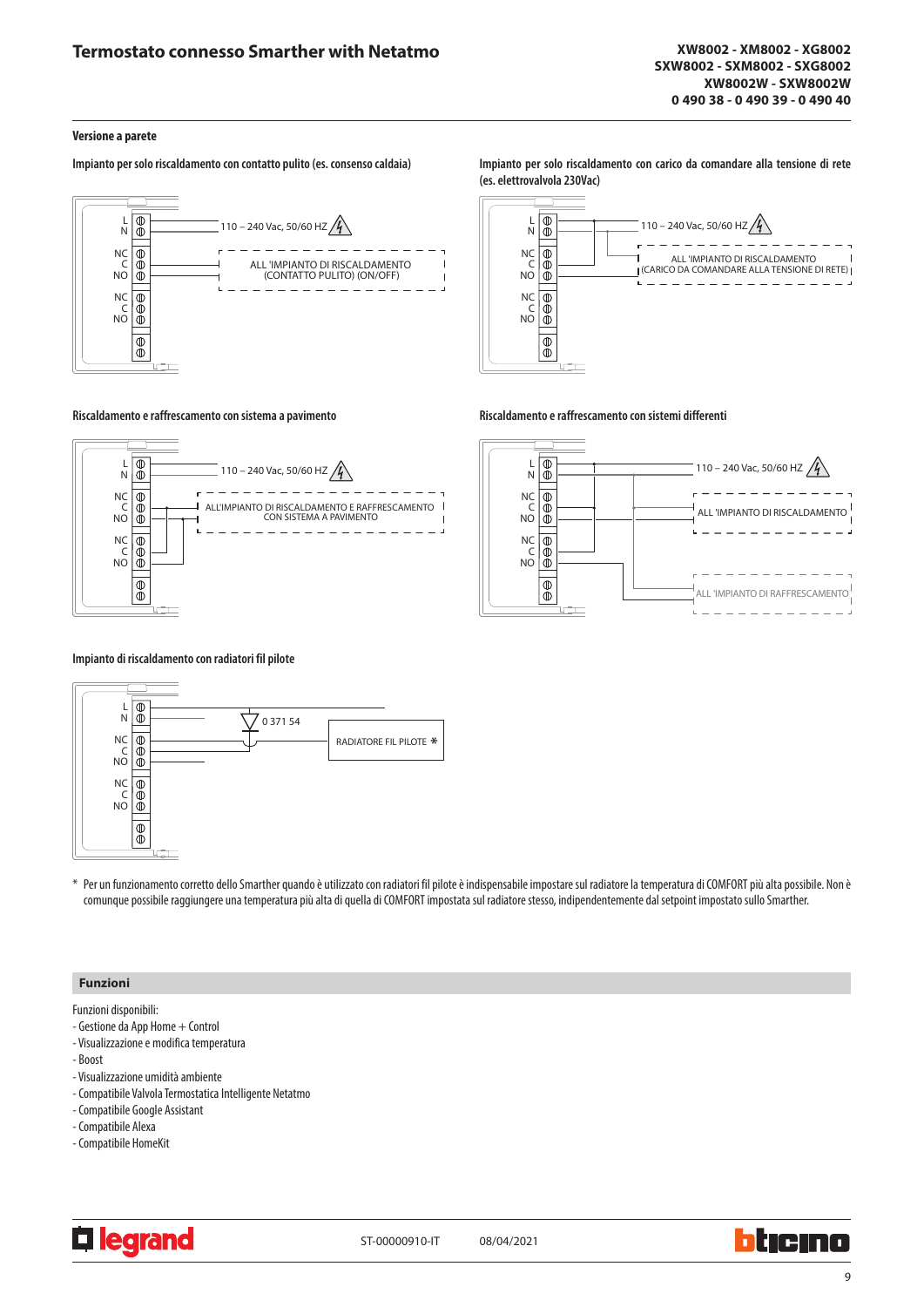## Versione a parete

**Impianto per solo riscaldamento con contatto pulito (es. consenso caldaia)**

L
N
NC
C
NO
NC
C
NO

110 – 240 Vac, 50/60 HZ

ALL 'IMPIANTO DI RISCALDAMENTO
(CONTATTO PULITO) (ON/OFF)

**Impianto per solo riscaldamento con carico da comandare alla tensione di rete (es. elettrovalvola 230Vac)**

L
N
NC
C
NO
NC
C
NO

110 – 240 Vac, 50/60 HZ

ALL 'IMPIANTO DI RISCALDAMENTO
(CARICO DA COMANDARE ALLA TENSIONE DI RETE)

**Riscaldamento e raffrescamento con sistema a pavimento**

L
N
NC
C
NO
NC
C
NO

110 – 240 Vac, 50/60 HZ

ALL'IMPIANTO DI RISCALDAMENTO E RAFFRESCAMENTO
CON SISTEMA A PAVIMENTO

**Riscaldamento e raffrescamento con sistemi differenti**

L
N
NC
C
NO
NC
C
NO

110 – 240 Vac, 50/60 HZ

ALL 'IMPIANTO DI RISCALDAMENTO

ALL 'IMPIANTO DI RAFFRESCAMENTO

**Impianto di riscaldamento con radiatori fil pilote**

L
N
NC
C
NO
NC
C
NO

0 371 54

RADIATORE FIL PILOTE *

\* Per un funzionamento corretto dello Smarther quando è utilizzato con radiatori fil pilote è indispensabile impostare sul radiatore la temperatura di COMFORT più alta possibile. Non è comunque possibile raggiungere una temperatura più alta di quella di COMFORT impostata sul radiatore stesso, indipendentemente dal setpoint impostato sullo Smarther.

## Funzioni

Funzioni disponibili:
- Gestione da App Home + Control
- Visualizzazione e modifica temperatura
- Boost
- Visualizzazione umidità ambiente
- Compatibile Valvola Termostatica Intelligente Netatmo
- Compatibile Google Assistant
- Compatibile Alexa
- Compatibile HomeKit

ST-00000910-IT 08/04/2021